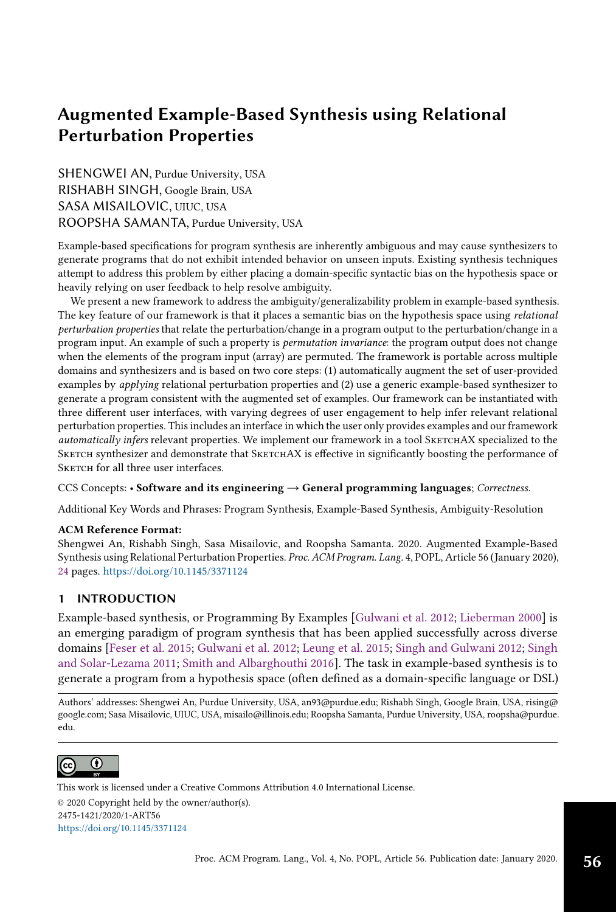# Augmented Example-Based Synthesis using Relational Perturbation Properties

SHENGWEI AN, Purdue University, USA
RISHABH SINGH, Google Brain, USA
SASA MISAILOVIC, UIUC, USA
ROOPSHA SAMANTA, Purdue University, USA

Example-based specifications for program synthesis are inherently ambiguous and may cause synthesizers to generate programs that do not exhibit intended behavior on unseen inputs. Existing synthesis techniques attempt to address this problem by either placing a domain-specific syntactic bias on the hypothesis space or heavily relying on user feedback to help resolve ambiguity.

We present a new framework to address the ambiguity/generalizability problem in example-based synthesis. The key feature of our framework is that it places a semantic bias on the hypothesis space using *relational perturbation properties* that relate the perturbation/change in a program output to the perturbation/change in a program input. An example of such a property is *permutation invariance*: the program output does not change when the elements of the program input (array) are permuted. The framework is portable across multiple domains and synthesizers and is based on two core steps: (1) automatically augment the set of user-provided examples by *applying* relational perturbation properties and (2) use a generic example-based synthesizer to generate a program consistent with the augmented set of examples. Our framework can be instantiated with three different user interfaces, with varying degrees of user engagement to help infer relevant relational perturbation properties. This includes an interface in which the user only provides examples and our framework *automatically infers* relevant properties. We implement our framework in a tool SketchAX specialized to the Sketch synthesizer and demonstrate that SketchAX is effective in significantly boosting the performance of Sketch for all three user interfaces.

CCS Concepts: • **Software and its engineering → General programming languages**; *Correctness*.

Additional Key Words and Phrases: Program Synthesis, Example-Based Synthesis, Ambiguity-Resolution

**ACM Reference Format:**
Shengwei An, Rishabh Singh, Sasa Misailovic, and Roopsha Samanta. 2020. Augmented Example-Based Synthesis using Relational Perturbation Properties. *Proc. ACM Program. Lang.* 4, POPL, Article 56 (January 2020), 24 pages. https://doi.org/10.1145/3371124

## 1 INTRODUCTION

Example-based synthesis, or Programming By Examples [Gulwani et al. 2012; Lieberman 2000] is an emerging paradigm of program synthesis that has been applied successfully across diverse domains [Feser et al. 2015; Gulwani et al. 2012; Leung et al. 2015; Singh and Gulwani 2012; Singh and Solar-Lezama 2011; Smith and Albarghouthi 2016]. The task in example-based synthesis is to generate a program from a hypothesis space (often defined as a domain-specific language or DSL)

Authors' addresses: Shengwei An, Purdue University, USA, an93@purdue.edu; Rishabh Singh, Google Brain, USA, rising@google.com; Sasa Misailovic, UIUC, USA, misailo@illinois.edu; Roopsha Samanta, Purdue University, USA, roopsha@purdue.edu.

This work is licensed under a Creative Commons Attribution 4.0 International License.
© 2020 Copyright held by the owner/author(s).
2475-1421/2020/1-ART56
https://doi.org/10.1145/3371124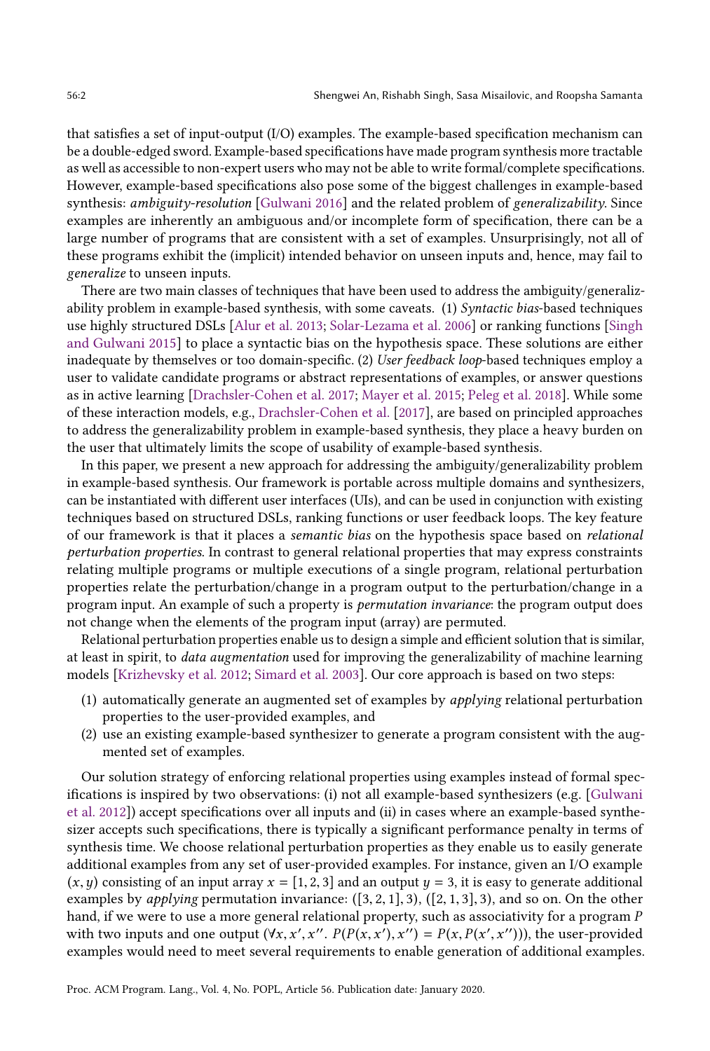that satisfies a set of input-output (I/O) examples. The example-based specification mechanism can be a double-edged sword. Example-based specifications have made program synthesis more tractable as well as accessible to non-expert users who may not be able to write formal/complete specifications. However, example-based specifications also pose some of the biggest challenges in example-based synthesis: *ambiguity-resolution* [Gulwani 2016] and the related problem of *generalizability*. Since examples are inherently an ambiguous and/or incomplete form of specification, there can be a large number of programs that are consistent with a set of examples. Unsurprisingly, not all of these programs exhibit the (implicit) intended behavior on unseen inputs and, hence, may fail to *generalize* to unseen inputs.

There are two main classes of techniques that have been used to address the ambiguity/generalizability problem in example-based synthesis, with some caveats. (1) *Syntactic bias*-based techniques use highly structured DSLs [Alur et al. 2013; Solar-Lezama et al. 2006] or ranking functions [Singh and Gulwani 2015] to place a syntactic bias on the hypothesis space. These solutions are either inadequate by themselves or too domain-specific. (2) *User feedback loop*-based techniques employ a user to validate candidate programs or abstract representations of examples, or answer questions as in active learning [Drachsler-Cohen et al. 2017; Mayer et al. 2015; Peleg et al. 2018]. While some of these interaction models, e.g., Drachsler-Cohen et al. [2017], are based on principled approaches to address the generalizability problem in example-based synthesis, they place a heavy burden on the user that ultimately limits the scope of usability of example-based synthesis.

In this paper, we present a new approach for addressing the ambiguity/generalizability problem in example-based synthesis. Our framework is portable across multiple domains and synthesizers, can be instantiated with different user interfaces (UIs), and can be used in conjunction with existing techniques based on structured DSLs, ranking functions or user feedback loops. The key feature of our framework is that it places a *semantic bias* on the hypothesis space based on *relational perturbation properties*. In contrast to general relational properties that may express constraints relating multiple programs or multiple executions of a single program, relational perturbation properties relate the perturbation/change in a program output to the perturbation/change in a program input. An example of such a property is *permutation invariance*: the program output does not change when the elements of the program input (array) are permuted.

Relational perturbation properties enable us to design a simple and efficient solution that is similar, at least in spirit, to *data augmentation* used for improving the generalizability of machine learning models [Krizhevsky et al. 2012; Simard et al. 2003]. Our core approach is based on two steps:

(1) automatically generate an augmented set of examples by *applying* relational perturbation properties to the user-provided examples, and
(2) use an existing example-based synthesizer to generate a program consistent with the augmented set of examples.

Our solution strategy of enforcing relational properties using examples instead of formal specifications is inspired by two observations: (i) not all example-based synthesizers (e.g. [Gulwani et al. 2012]) accept specifications over all inputs and (ii) in cases where an example-based synthesizer accepts such specifications, there is typically a significant performance penalty in terms of synthesis time. We choose relational perturbation properties as they enable us to easily generate additional examples from any set of user-provided examples. For instance, given an I/O example $(x, y)$ consisting of an input array $x = [1, 2, 3]$ and an output $y = 3$, it is easy to generate additional examples by *applying* permutation invariance: $([3, 2, 1], 3)$, $([2, 1, 3], 3)$, and so on. On the other hand, if we were to use a more general relational property, such as associativity for a program $P$ with two inputs and one output ($\forall x, x', x''.\ P(P(x, x'), x'') = P(x, P(x', x''))$), the user-provided examples would need to meet several requirements to enable generation of additional examples.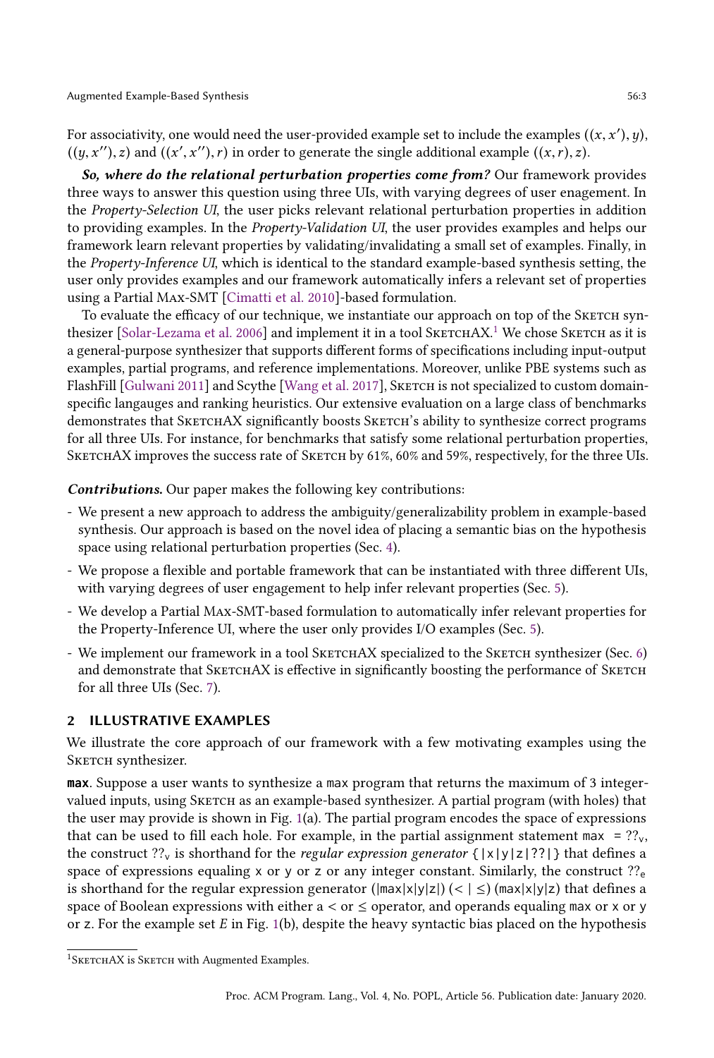For associativity, one would need the user-provided example set to include the examples $((x, x'), y)$, $((y, x''), z)$ and $((x', x''), r)$ in order to generate the single additional example $((x, r), z)$.

***So, where do the relational perturbation properties come from?*** Our framework provides three ways to answer this question using three UIs, with varying degrees of user enagement. In the *Property-Selection UI*, the user picks relevant relational perturbation properties in addition to providing examples. In the *Property-Validation UI*, the user provides examples and helps our framework learn relevant properties by validating/invalidating a small set of examples. Finally, in the *Property-Inference UI*, which is identical to the standard example-based synthesis setting, the user only provides examples and our framework automatically infers a relevant set of properties using a Partial Max-SMT [Cimatti et al. 2010]-based formulation.

To evaluate the efficacy of our technique, we instantiate our approach on top of the Sketch synthesizer [Solar-Lezama et al. 2006] and implement it in a tool SketchAX.[1] We chose Sketch as it is a general-purpose synthesizer that supports different forms of specifications including input-output examples, partial programs, and reference implementations. Moreover, unlike PBE systems such as FlashFill [Gulwani 2011] and Scythe [Wang et al. 2017], Sketch is not specialized to custom domain-specific langauges and ranking heuristics. Our extensive evaluation on a large class of benchmarks demonstrates that SketchAX significantly boosts Sketch's ability to synthesize correct programs for all three UIs. For instance, for benchmarks that satisfy some relational perturbation properties, SketchAX improves the success rate of Sketch by 61%, 60% and 59%, respectively, for the three UIs.

***Contributions.*** Our paper makes the following key contributions:

- We present a new approach to address the ambiguity/generalizability problem in example-based synthesis. Our approach is based on the novel idea of placing a semantic bias on the hypothesis space using relational perturbation properties (Sec. 4).
- We propose a flexible and portable framework that can be instantiated with three different UIs, with varying degrees of user engagement to help infer relevant properties (Sec. 5).
- We develop a Partial Max-SMT-based formulation to automatically infer relevant properties for the Property-Inference UI, where the user only provides I/O examples (Sec. 5).
- We implement our framework in a tool SketchAX specialized to the Sketch synthesizer (Sec. 6) and demonstrate that SketchAX is effective in significantly boosting the performance of Sketch for all three UIs (Sec. 7).

## 2 ILLUSTRATIVE EXAMPLES

We illustrate the core approach of our framework with a few motivating examples using the Sketch synthesizer.

**max**. Suppose a user wants to synthesize a `max` program that returns the maximum of 3 integer-valued inputs, using Sketch as an example-based synthesizer. A partial program (with holes) that the user may provide is shown in Fig. 1(a). The partial program encodes the space of expressions that can be used to fill each hole. For example, in the partial assignment statement `max` $= ??_v$, the construct $??_v$ is shorthand for the *regular expression generator* `{|x|y|z|??|}` that defines a space of expressions equaling `x` or `y` or `z` or any integer constant. Similarly, the construct $??_e$ is shorthand for the regular expression generator `(|max|x|y|z|)` $(< | \leq)$ `(max|x|y|z)` that defines a space of Boolean expressions with either a $<$ or $\leq$ operator, and operands equaling `max` or `x` or `y` or `z`. For the example set $E$ in Fig. 1(b), despite the heavy syntactic bias placed on the hypothesis

[1] SketchAX is Sketch with Augmented Examples.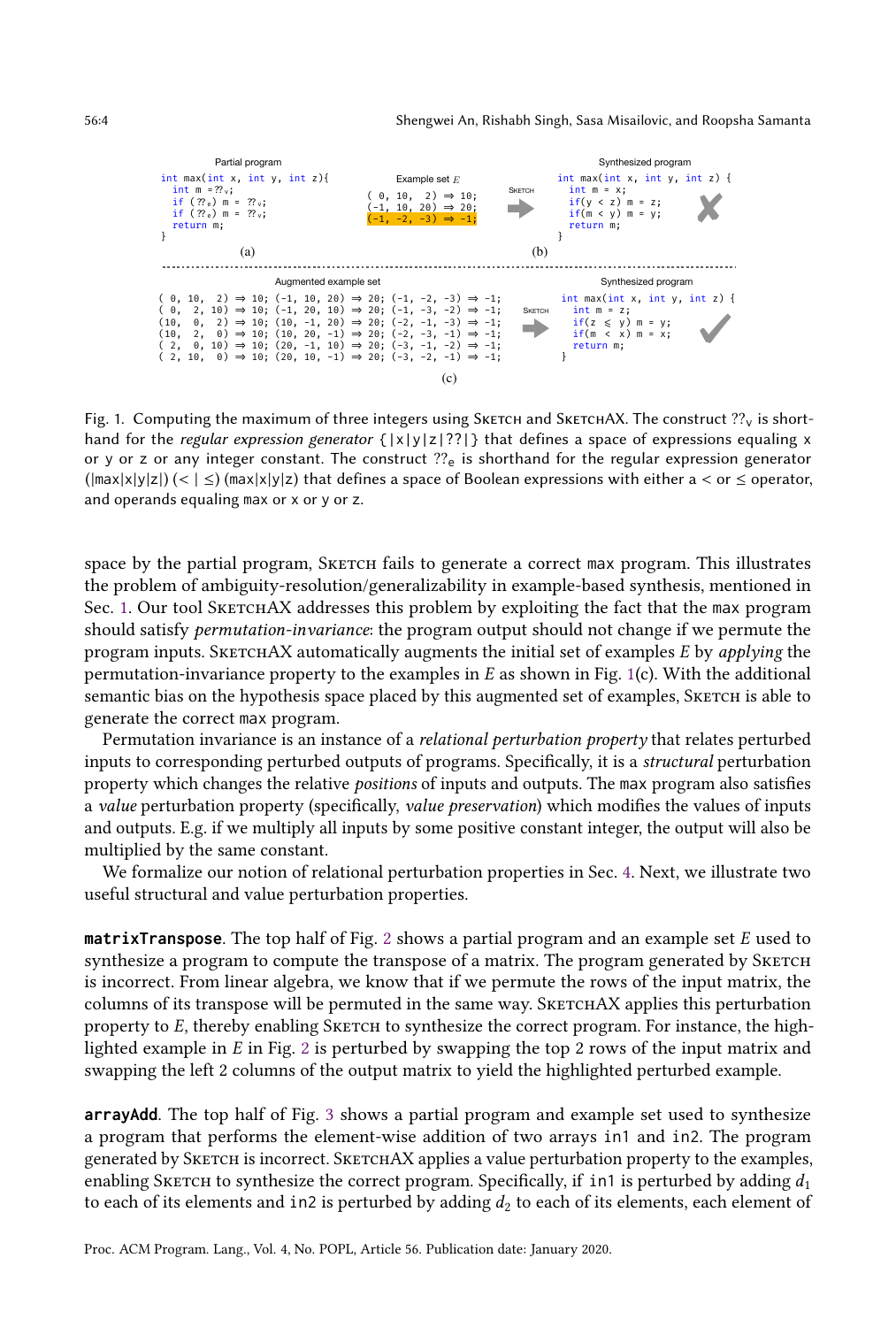Partial program

```
int max(int x, int y, int z){
  int m =??v;
  if (??e) m = ??v;
  if (??e) m = ??v;
  return m;
}
```

(a)

Example set $E$

```
( 0, 10,  2) ⇒ 10;
(-1, 10, 20) ⇒ 20;
(-1, -2, -3) ⇒ -1;
```

Sketch ⇒

Synthesized program

```
int max(int x, int y, int z) {
  int m = x;
  if(y < z) m = z;
  if(m < y) m = y;
  return m;
}
```

✗

(b)

Augmented example set

```
( 0, 10,  2) ⇒ 10; (-1, 10, 20) ⇒ 20; (-1, -2, -3) ⇒ -1;
( 0,  2, 10) ⇒ 10; (-1, 20, 10) ⇒ 20; (-1, -3, -2) ⇒ -1;
(10,  0,  2) ⇒ 10; (10, -1, 20) ⇒ 20; (-2, -1, -3) ⇒ -1;
(10,  2,  0) ⇒ 10; (10, 20, -1) ⇒ 20; (-2, -3, -1) ⇒ -1;
( 2,  0, 10) ⇒ 10; (20, -1, 10) ⇒ 20; (-3, -1, -2) ⇒ -1;
( 2, 10,  0) ⇒ 10; (20, 10, -1) ⇒ 20; (-3, -2, -1) ⇒ -1;
```

Sketch ⇒

Synthesized program

```
int max(int x, int y, int z) {
  int m = z;
  if(z ≤ y) m = y;
  if(m < x) m = x;
  return m;
}
```

✓

(c)

Fig. 1. Computing the maximum of three integers using Sketch and SketchAX. The construct $??_v$ is shorthand for the *regular expression generator* {|x|y|z|??|} that defines a space of expressions equaling x or y or z or any integer constant. The construct $??_e$ is shorthand for the regular expression generator (|max|x|y|z|) (< | ≤) (max|x|y|z|) that defines a space of Boolean expressions with either a < or ≤ operator, and operands equaling max or x or y or z.

space by the partial program, Sketch fails to generate a correct max program. This illustrates the problem of ambiguity-resolution/generalizability in example-based synthesis, mentioned in Sec. 1. Our tool SketchAX addresses this problem by exploiting the fact that the max program should satisfy *permutation-invariance*: the program output should not change if we permute the program inputs. SketchAX automatically augments the initial set of examples $E$ by *applying* the permutation-invariance property to the examples in $E$ as shown in Fig. 1(c). With the additional semantic bias on the hypothesis space placed by this augmented set of examples, Sketch is able to generate the correct max program.

Permutation invariance is an instance of a *relational perturbation property* that relates perturbed inputs to corresponding perturbed outputs of programs. Specifically, it is a *structural* perturbation property which changes the relative *positions* of inputs and outputs. The max program also satisfies a *value* perturbation property (specifically, *value preservation*) which modifies the values of inputs and outputs. E.g. if we multiply all inputs by some positive constant integer, the output will also be multiplied by the same constant.

We formalize our notion of relational perturbation properties in Sec. 4. Next, we illustrate two useful structural and value perturbation properties.

**matrixTranspose**. The top half of Fig. 2 shows a partial program and an example set $E$ used to synthesize a program to compute the transpose of a matrix. The program generated by Sketch is incorrect. From linear algebra, we know that if we permute the rows of the input matrix, the columns of its transpose will be permuted in the same way. SketchAX applies this perturbation property to $E$, thereby enabling Sketch to synthesize the correct program. For instance, the highlighted example in $E$ in Fig. 2 is perturbed by swapping the top 2 rows of the input matrix and swapping the left 2 columns of the output matrix to yield the highlighted perturbed example.

**arrayAdd**. The top half of Fig. 3 shows a partial program and example set used to synthesize a program that performs the element-wise addition of two arrays in1 and in2. The program generated by Sketch is incorrect. SketchAX applies a value perturbation property to the examples, enabling Sketch to synthesize the correct program. Specifically, if in1 is perturbed by adding $d_1$ to each of its elements and in2 is perturbed by adding $d_2$ to each of its elements, each element of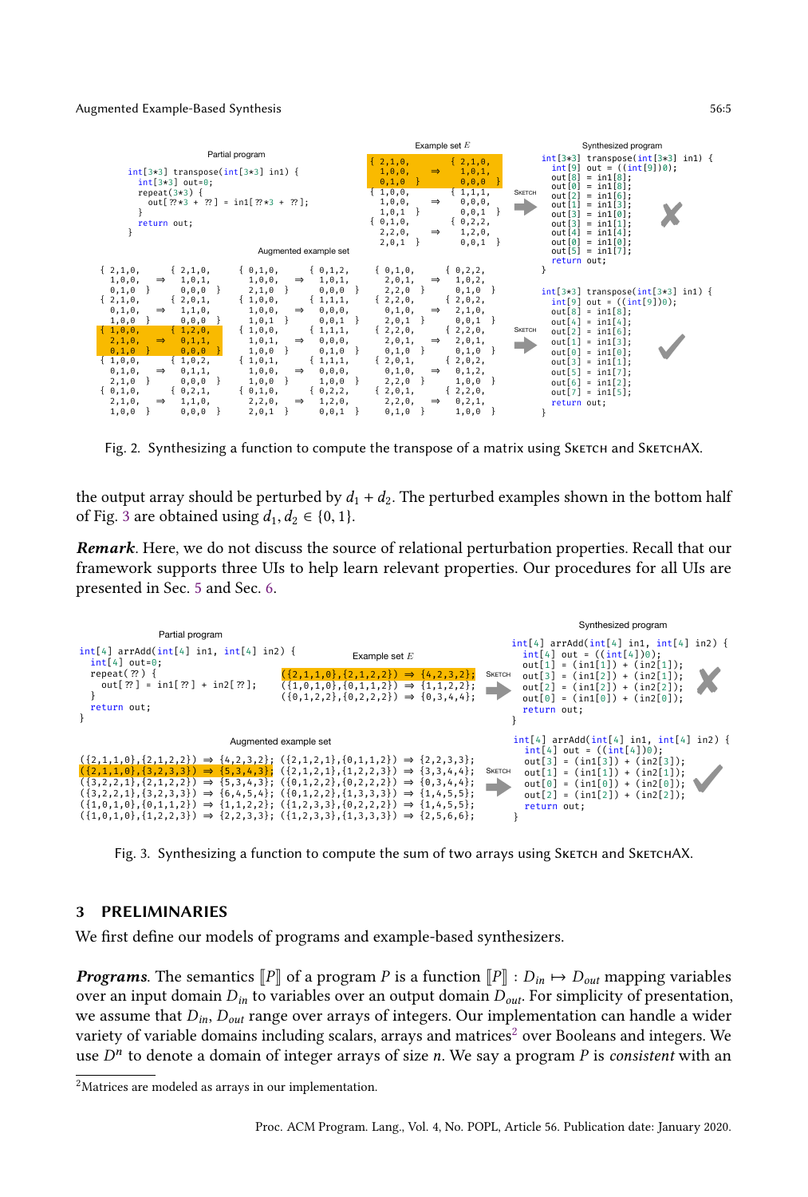Partial program

```
int[3*3] transpose(int[3*3] in1) {
  int[3*3] out=0;
  repeat(3*3) {
    out[??*3 + ??] = in1[??*3 + ??];
  }
  return out;
}
```

Example set $E$

```
{ 2,1,0,       { 2,1,0,
  1,0,0,   ⇒     1,0,1,
  0,1,0 }        0,0,0 }
{ 1,0,0,       { 1,1,1,
  1,0,0,   ⇒     0,0,0,
  1,0,1 }        0,0,1 }
{ 0,1,0,       { 0,2,2,
  2,2,0,   ⇒     1,2,0,
  2,0,1 }        0,0,1 }
```

Augmented example set

```
{ 2,1,0,     { 2,1,0,     { 0,1,0,     { 0,1,2,     { 0,1,0,     { 0,2,2,
  1,0,0,  ⇒    1,0,1,       1,0,0,  ⇒    1,0,1,       2,0,1,  ⇒    1,0,2,
  0,1,0 }      0,0,0 }      2,1,0 }      0,0,0 }      2,2,0 }      0,1,0 }
{ 2,1,0,     { 2,0,1,     { 1,0,0,     { 1,1,1,     { 2,2,0,     { 2,0,2,
  0,1,0,  ⇒    1,1,0,       1,0,0,  ⇒    0,0,0,       0,1,0,  ⇒    2,1,0,
  1,0,0 }      0,0,0 }      1,0,1 }      0,0,1 }      2,0,1 }      0,0,1 }
{ 1,0,0,     { 1,2,0,     { 1,0,0,     { 1,1,1,     { 2,2,0,     { 2,2,0,
  2,1,0,  ⇒    0,1,1,       1,0,1,  ⇒    0,0,0,       2,0,1,  ⇒    2,0,1,
  0,1,0 }      0,0,0 }      1,0,0 }      0,1,0 }      0,1,0 }      0,1,0 }
{ 1,0,0,     { 1,0,2,     { 1,0,1,     { 1,1,1,     { 2,0,1,     { 2,0,2,
  0,1,0,  ⇒    0,1,1,       1,0,0,  ⇒    0,0,0,       0,1,0,  ⇒    0,1,2,
  2,1,0 }      0,0,0 }      1,0,0 }      1,0,0 }      2,2,0 }      1,0,0 }
{ 0,1,0,     { 0,2,1,     { 0,1,0,     { 0,2,2,     { 2,0,1,     { 2,2,0,
  2,1,0,  ⇒    1,1,0,       2,2,0,  ⇒    1,2,0,       2,2,0,  ⇒    0,2,1,
  1,0,0 }      0,0,0 }      2,0,1 }      0,0,1 }      0,1,0 }      1,0,0 }
```

Synthesized program

```
int[3*3] transpose(int[3*3] in1) {
  int[9] out = ((int[9])0);
  out[8] = in1[8];
  out[0] = in1[8];
  out[2] = in1[6];
  out[1] = in1[3];
  out[3] = in1[0];
  out[3] = in1[1];
  out[4] = in1[4];
  out[0] = in1[0];
  out[5] = in1[7];
  return out;
}
```
✘ (SKETCH)

```
int[3*3] transpose(int[3*3] in1) {
  int[9] out = ((int[9])0);
  out[8] = in1[8];
  out[4] = in1[4];
  out[2] = in1[6];
  out[1] = in1[3];
  out[0] = in1[0];
  out[3] = in1[1];
  out[5] = in1[7];
  out[6] = in1[2];
  out[7] = in1[5];
  return out;
}
```
✔ (SKETCH)

Fig. 2. Synthesizing a function to compute the transpose of a matrix using SKETCH and SKETCHAX.

the output array should be perturbed by $d_1 + d_2$. The perturbed examples shown in the bottom half of Fig. 3 are obtained using $d_1, d_2 \in \{0, 1\}$.

***Remark***. Here, we do not discuss the source of relational perturbation properties. Recall that our framework supports three UIs to help learn relevant properties. Our procedures for all UIs are presented in Sec. 5 and Sec. 6.

Partial program

```
int[4] arrAdd(int[4] in1, int[4] in2) {
  int[4] out=0;
  repeat(??) {
    out[??] = in1[??] + in2[??];
  }
  return out;
}
```

Example set $E$

```
({2,1,1,0},{2,1,2,2}) ⇒ {4,2,3,2};
({1,0,1,0},{0,1,1,2}) ⇒ {1,1,2,2};
({0,1,2,2},{0,2,2,2}) ⇒ {0,3,4,4};
```

Augmented example set

```
({2,1,1,0},{2,1,2,2}) ⇒ {4,2,3,2}; ({2,1,2,1},{0,1,1,2}) ⇒ {2,2,3,3};
({2,1,1,0},{3,2,3,3}) ⇒ {5,3,4,3}; ({2,1,2,1},{1,2,2,3}) ⇒ {3,3,4,4};
({3,2,2,1},{2,1,2,2}) ⇒ {5,3,4,3}; ({0,1,2,2},{0,2,2,2}) ⇒ {0,3,4,4};
({3,2,2,1},{3,2,3,3}) ⇒ {6,4,5,4}; ({0,1,2,2},{1,3,3,3}) ⇒ {1,4,5,5};
({1,0,1,0},{0,1,1,2}) ⇒ {1,1,2,2}; ({1,2,3,3},{0,2,2,2}) ⇒ {1,4,5,5};
({1,0,1,0},{1,2,2,3}) ⇒ {2,2,3,3}; ({1,2,3,3},{1,3,3,3}) ⇒ {2,5,6,6};
```

Synthesized program

```
int[4] arrAdd(int[4] in1, int[4] in2) {
  int[4] out = ((int[4])0);
  out[1] = (in1[1]) + (in2[1]);
  out[3] = (in1[2]) + (in2[1]);
  out[2] = (in1[2]) + (in2[2]);
  out[0] = (in1[0]) + (in2[0]);
  return out;
}
```
✘ (SKETCH)

```
int[4] arrAdd(int[4] in1, int[4] in2) {
  int[4] out = ((int[4])0);
  out[3] = (in1[3]) + (in2[3]);
  out[1] = (in1[1]) + (in2[1]);
  out[0] = (in1[0]) + (in2[0]);
  out[2] = (in1[2]) + (in2[2]);
  return out;
}
```
✔ (SKETCH)

Fig. 3. Synthesizing a function to compute the sum of two arrays using SKETCH and SKETCHAX.

## 3 PRELIMINARIES

We first define our models of programs and example-based synthesizers.

***Programs***. The semantics $[\![P]\!]$ of a program $P$ is a function $[\![P]\!] : D_{in} \mapsto D_{out}$ mapping variables over an input domain $D_{in}$ to variables over an output domain $D_{out}$. For simplicity of presentation, we assume that $D_{in}, D_{out}$ range over arrays of integers. Our implementation can handle a wider variety of variable domains including scalars, arrays and matrices[2] over Booleans and integers. We use $D^n$ to denote a domain of integer arrays of size $n$. We say a program $P$ is *consistent* with an

[2] Matrices are modeled as arrays in our implementation.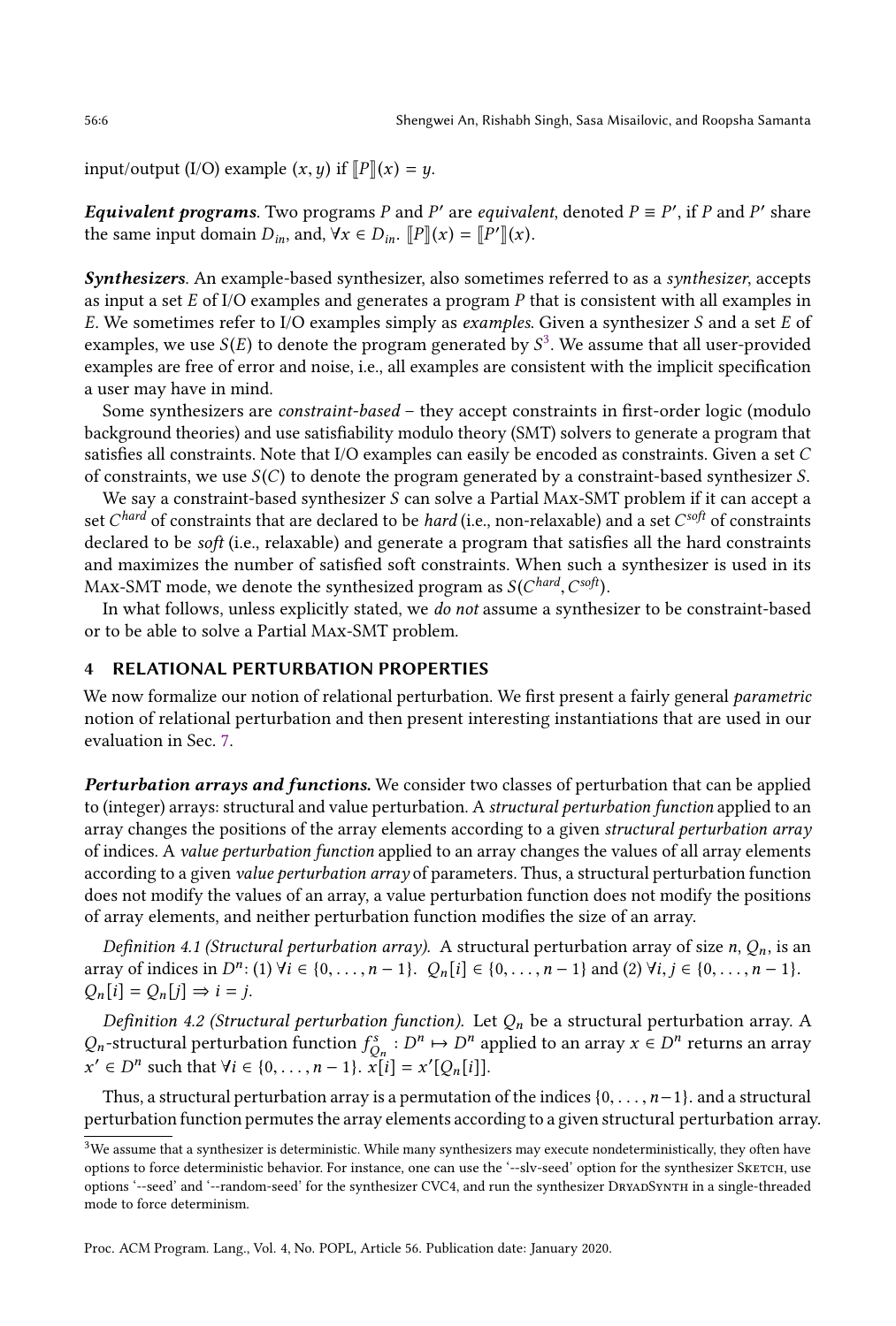input/output (I/O) example $(x, y)$ if $[\![P]\!](x) = y$.

***Equivalent programs***. Two programs $P$ and $P'$ are *equivalent*, denoted $P \equiv P'$, if $P$ and $P'$ share the same input domain $D_{in}$, and, $\forall x \in D_{in}$. $[\![P]\!](x) = [\![P']\!](x)$.

***Synthesizers***. An example-based synthesizer, also sometimes referred to as a *synthesizer*, accepts as input a set $E$ of I/O examples and generates a program $P$ that is consistent with all examples in $E$. We sometimes refer to I/O examples simply as *examples*. Given a synthesizer $S$ and a set $E$ of examples, we use $S(E)$ to denote the program generated by $S$[3]. We assume that all user-provided examples are free of error and noise, i.e., all examples are consistent with the implicit specification a user may have in mind.

Some synthesizers are *constraint-based* – they accept constraints in first-order logic (modulo background theories) and use satisfiability modulo theory (SMT) solvers to generate a program that satisfies all constraints. Note that I/O examples can easily be encoded as constraints. Given a set $C$ of constraints, we use $S(C)$ to denote the program generated by a constraint-based synthesizer $S$.

We say a constraint-based synthesizer $S$ can solve a Partial Max-SMT problem if it can accept a set $C^{hard}$ of constraints that are declared to be *hard* (i.e., non-relaxable) and a set $C^{soft}$ of constraints declared to be *soft* (i.e., relaxable) and generate a program that satisfies all the hard constraints and maximizes the number of satisfied soft constraints. When such a synthesizer is used in its Max-SMT mode, we denote the synthesized program as $S(C^{hard}, C^{soft})$.

In what follows, unless explicitly stated, we *do not* assume a synthesizer to be constraint-based or to be able to solve a Partial Max-SMT problem.

## 4 RELATIONAL PERTURBATION PROPERTIES

We now formalize our notion of relational perturbation. We first present a fairly general *parametric* notion of relational perturbation and then present interesting instantiations that are used in our evaluation in Sec. 7.

***Perturbation arrays and functions.*** We consider two classes of perturbation that can be applied to (integer) arrays: structural and value perturbation. A *structural perturbation function* applied to an array changes the positions of the array elements according to a given *structural perturbation array* of indices. A *value perturbation function* applied to an array changes the values of all array elements according to a given *value perturbation array* of parameters. Thus, a structural perturbation function does not modify the values of an array, a value perturbation function does not modify the positions of array elements, and neither perturbation function modifies the size of an array.

*Definition 4.1 (Structural perturbation array).* A structural perturbation array of size $n$, $Q_n$, is an array of indices in $D^n$: (1) $\forall i \in \{0, \ldots, n-1\}$. $Q_n[i] \in \{0, \ldots, n-1\}$ and (2) $\forall i, j \in \{0, \ldots, n-1\}$. $Q_n[i] = Q_n[j] \Rightarrow i = j$.

*Definition 4.2 (Structural perturbation function).* Let $Q_n$ be a structural perturbation array. A $Q_n$-structural perturbation function $f^s_{Q_n} : D^n \mapsto D^n$ applied to an array $x \in D^n$ returns an array $x' \in D^n$ such that $\forall i \in \{0, \ldots, n-1\}$. $x[i] = x'[Q_n[i]]$.

Thus, a structural perturbation array is a permutation of the indices $\{0, \ldots, n-1\}$. and a structural perturbation function permutes the array elements according to a given structural perturbation array.

[3]We assume that a synthesizer is deterministic. While many synthesizers may execute nondeterministically, they often have options to force deterministic behavior. For instance, one can use the '--slv-seed' option for the synthesizer Sketch, use options '--seed' and '--random-seed' for the synthesizer CVC4, and run the synthesizer DryadSynth in a single-threaded mode to force determinism.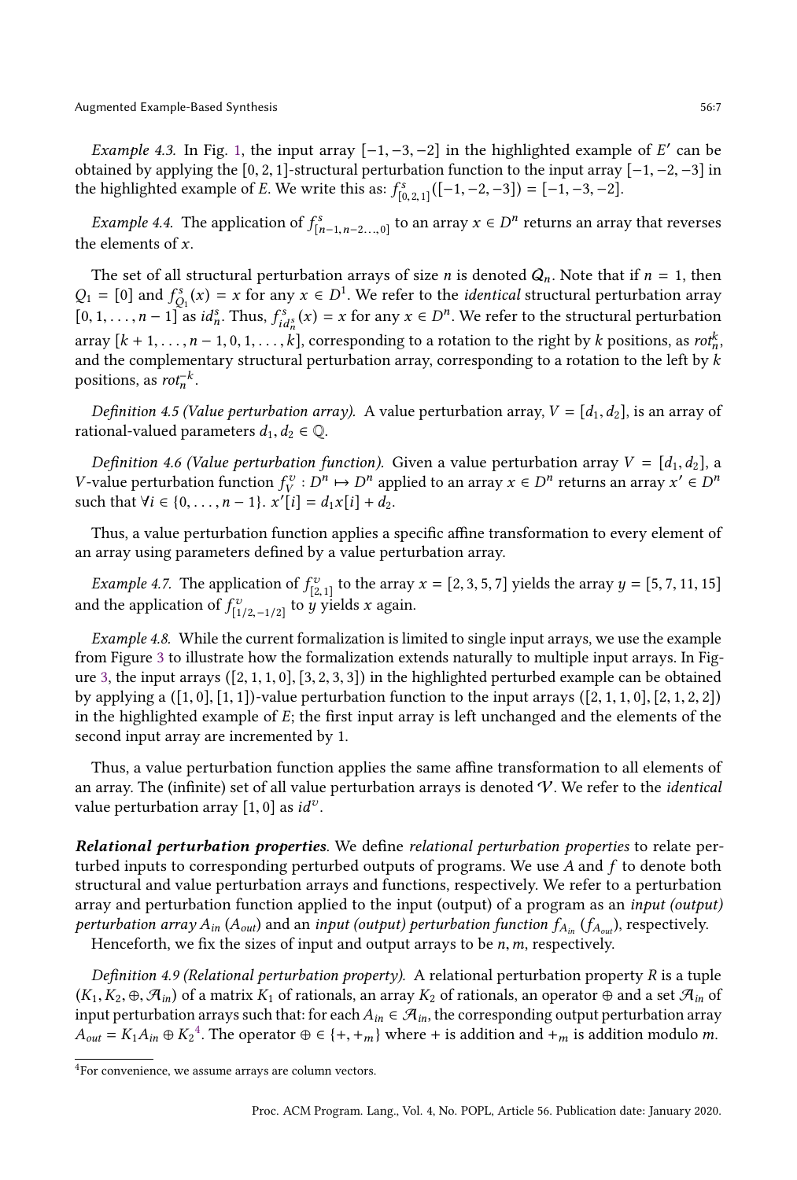*Example 4.3.* In Fig. 1, the input array $[-1, -3, -2]$ in the highlighted example of $E'$ can be obtained by applying the $[0, 2, 1]$-structural perturbation function to the input array $[-1, -2, -3]$ in the highlighted example of $E$. We write this as: $f^s_{[0,2,1]}([-1, -2, -3]) = [-1, -3, -2]$.

*Example 4.4.* The application of $f^s_{[n-1,n-2...,0]}$ to an array $x \in D^n$ returns an array that reverses the elements of $x$.

The set of all structural perturbation arrays of size $n$ is denoted $Q_n$. Note that if $n = 1$, then $Q_1 = [0]$ and $f^s_{Q_1}(x) = x$ for any $x \in D^1$. We refer to the *identical* structural perturbation array $[0, 1, \ldots, n - 1]$ as $id^s_n$. Thus, $f^s_{id^s_n}(x) = x$ for any $x \in D^n$. We refer to the structural perturbation array $[k + 1, \ldots, n - 1, 0, 1, \ldots, k]$, corresponding to a rotation to the right by $k$ positions, as $rot^k_n$, and the complementary structural perturbation array, corresponding to a rotation to the left by $k$ positions, as $rot^{-k}_n$.

*Definition 4.5 (Value perturbation array).* A value perturbation array, $V = [d_1, d_2]$, is an array of rational-valued parameters $d_1, d_2 \in \mathbb{Q}$.

*Definition 4.6 (Value perturbation function).* Given a value perturbation array $V = [d_1, d_2]$, a $V$-value perturbation function $f^v_V : D^n \mapsto D^n$ applied to an array $x \in D^n$ returns an array $x' \in D^n$ such that $\forall i \in \{0, \ldots, n - 1\}.\ x'[i] = d_1 x[i] + d_2$.

Thus, a value perturbation function applies a specific affine transformation to every element of an array using parameters defined by a value perturbation array.

*Example 4.7.* The application of $f^v_{[2,1]}$ to the array $x = [2, 3, 5, 7]$ yields the array $y = [5, 7, 11, 15]$ and the application of $f^v_{[1/2,-1/2]}$ to $y$ yields $x$ again.

*Example 4.8.* While the current formalization is limited to single input arrays, we use the example from Figure 3 to illustrate how the formalization extends naturally to multiple input arrays. In Figure 3, the input arrays $([2, 1, 1, 0], [3, 2, 3, 3])$ in the highlighted perturbed example can be obtained by applying a $([1, 0], [1, 1])$-value perturbation function to the input arrays $([2, 1, 1, 0], [2, 1, 2, 2])$ in the highlighted example of $E$; the first input array is left unchanged and the elements of the second input array are incremented by 1.

Thus, a value perturbation function applies the same affine transformation to all elements of an array. The (infinite) set of all value perturbation arrays is denoted $\mathcal{V}$. We refer to the *identical* value perturbation array $[1, 0]$ as $id^v$.

***Relational perturbation properties*.** We define *relational perturbation properties* to relate perturbed inputs to corresponding perturbed outputs of programs. We use $A$ and $f$ to denote both structural and value perturbation arrays and functions, respectively. We refer to a perturbation array and perturbation function applied to the input (output) of a program as an *input (output) perturbation array* $A_{in}$ ($A_{out}$) and an *input (output) perturbation function* $f_{A_{in}}$ ($f_{A_{out}}$), respectively.
Henceforth, we fix the sizes of input and output arrays to be $n, m$, respectively.

*Definition 4.9 (Relational perturbation property).* A relational perturbation property $R$ is a tuple $(K_1, K_2, \oplus, \mathcal{A}_{in})$ of a matrix $K_1$ of rationals, an array $K_2$ of rationals, an operator $\oplus$ and a set $\mathcal{A}_{in}$ of input perturbation arrays such that: for each $A_{in} \in \mathcal{A}_{in}$, the corresponding output perturbation array $A_{out} = K_1 A_{in} \oplus K_2$[4]. The operator $\oplus \in \{+, +_m\}$ where $+$ is addition and $+_m$ is addition modulo $m$.

[4]For convenience, we assume arrays are column vectors.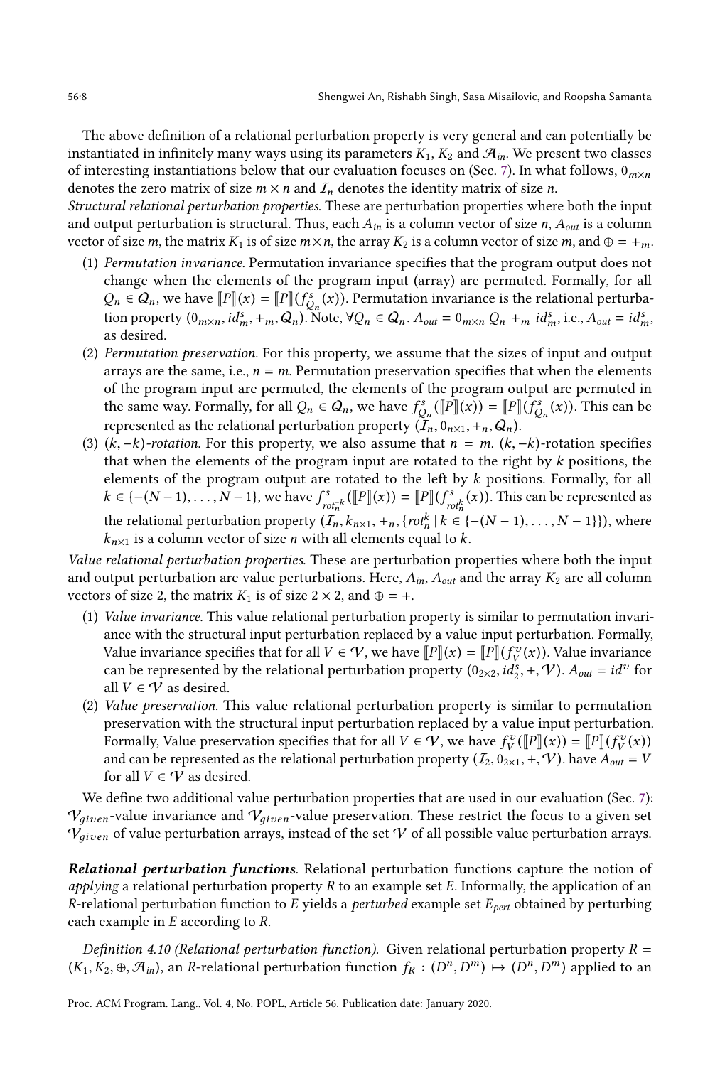The above definition of a relational perturbation property is very general and can potentially be instantiated in infinitely many ways using its parameters $K_1$, $K_2$ and $\mathcal{A}_{in}$. We present two classes of interesting instantiations below that our evaluation focuses on (Sec. 7). In what follows, $0_{m\times n}$ denotes the zero matrix of size $m \times n$ and $\mathcal{I}_n$ denotes the identity matrix of size $n$.

*Structural relational perturbation properties.* These are perturbation properties where both the input and output perturbation is structural. Thus, each $A_{in}$ is a column vector of size $n$, $A_{out}$ is a column vector of size $m$, the matrix $K_1$ is of size $m \times n$, the array $K_2$ is a column vector of size $m$, and $\oplus = +_m$.

1. *Permutation invariance.* Permutation invariance specifies that the program output does not change when the elements of the program input (array) are permuted. Formally, for all $Q_n \in \mathcal{Q}_n$, we have $[\![P]\!](x) = [\![P]\!](f^s_{Q_n}(x))$. Permutation invariance is the relational perturbation property $(0_{m\times n}, id^s_m, +_m, \mathcal{Q}_n)$. Note, $\forall Q_n \in \mathcal{Q}_n$. $A_{out} = 0_{m\times n}\ Q_n +_m id^s_m$, i.e., $A_{out} = id^s_m$, as desired.
2. *Permutation preservation.* For this property, we assume that the sizes of input and output arrays are the same, i.e., $n = m$. Permutation preservation specifies that when the elements of the program input are permuted, the elements of the program output are permuted in the same way. Formally, for all $Q_n \in \mathcal{Q}_n$, we have $f^s_{Q_n}([\![P]\!](x)) = [\![P]\!](f^s_{Q_n}(x))$. This can be represented as the relational perturbation property $(\mathcal{I}_n, 0_{n\times 1}, +_n, \mathcal{Q}_n)$.
3. *$(k, -k)$-rotation.* For this property, we also assume that $n = m$. $(k, -k)$-rotation specifies that when the elements of the program input are rotated to the right by $k$ positions, the elements of the program output are rotated to the left by $k$ positions. Formally, for all $k \in \{-(N-1), \ldots, N-1\}$, we have $f^s_{rot^{-k}_n}([\![P]\!](x)) = [\![P]\!](f^s_{rot^k_n}(x))$. This can be represented as the relational perturbation property $(\mathcal{I}_n, k_{n\times 1}, +_n, \{rot^k_n \mid k \in \{-(N-1), \ldots, N-1\}\})$, where $k_{n\times 1}$ is a column vector of size $n$ with all elements equal to $k$.

*Value relational perturbation properties.* These are perturbation properties where both the input and output perturbation are value perturbations. Here, $A_{in}$, $A_{out}$ and the array $K_2$ are all column vectors of size 2, the matrix $K_1$ is of size $2 \times 2$, and $\oplus = +$.

1. *Value invariance.* This value relational perturbation property is similar to permutation invariance with the structural input perturbation replaced by a value input perturbation. Formally, Value invariance specifies that for all $V \in \mathcal{V}$, we have $[\![P]\!](x) = [\![P]\!](f^v_V(x))$. Value invariance can be represented by the relational perturbation property $(0_{2\times 2}, id^s_2, +, \mathcal{V})$. $A_{out} = id^v$ for all $V \in \mathcal{V}$ as desired.
2. *Value preservation.* This value relational perturbation property is similar to permutation preservation with the structural input perturbation replaced by a value input perturbation. Formally, Value preservation specifies that for all $V \in \mathcal{V}$, we have $f^v_V([\![P]\!](x)) = [\![P]\!](f^v_V(x))$ and can be represented as the relational perturbation property $(\mathcal{I}_2, 0_{2\times 1}, +, \mathcal{V})$. have $A_{out} = V$ for all $V \in \mathcal{V}$ as desired.

We define two additional value perturbation properties that are used in our evaluation (Sec. 7): $\mathcal{V}_{given}$-value invariance and $\mathcal{V}_{given}$-value preservation. These restrict the focus to a given set $\mathcal{V}_{given}$ of value perturbation arrays, instead of the set $\mathcal{V}$ of all possible value perturbation arrays.

***Relational perturbation functions.*** Relational perturbation functions capture the notion of *applying* a relational perturbation property $R$ to an example set $E$. Informally, the application of an $R$-relational perturbation function to $E$ yields a *perturbed* example set $E_{pert}$ obtained by perturbing each example in $E$ according to $R$.

*Definition 4.10 (Relational perturbation function).* Given relational perturbation property $R = (K_1, K_2, \oplus, \mathcal{A}_{in})$, an $R$-relational perturbation function $f_R : (D^n, D^m) \mapsto (D^n, D^m)$ applied to an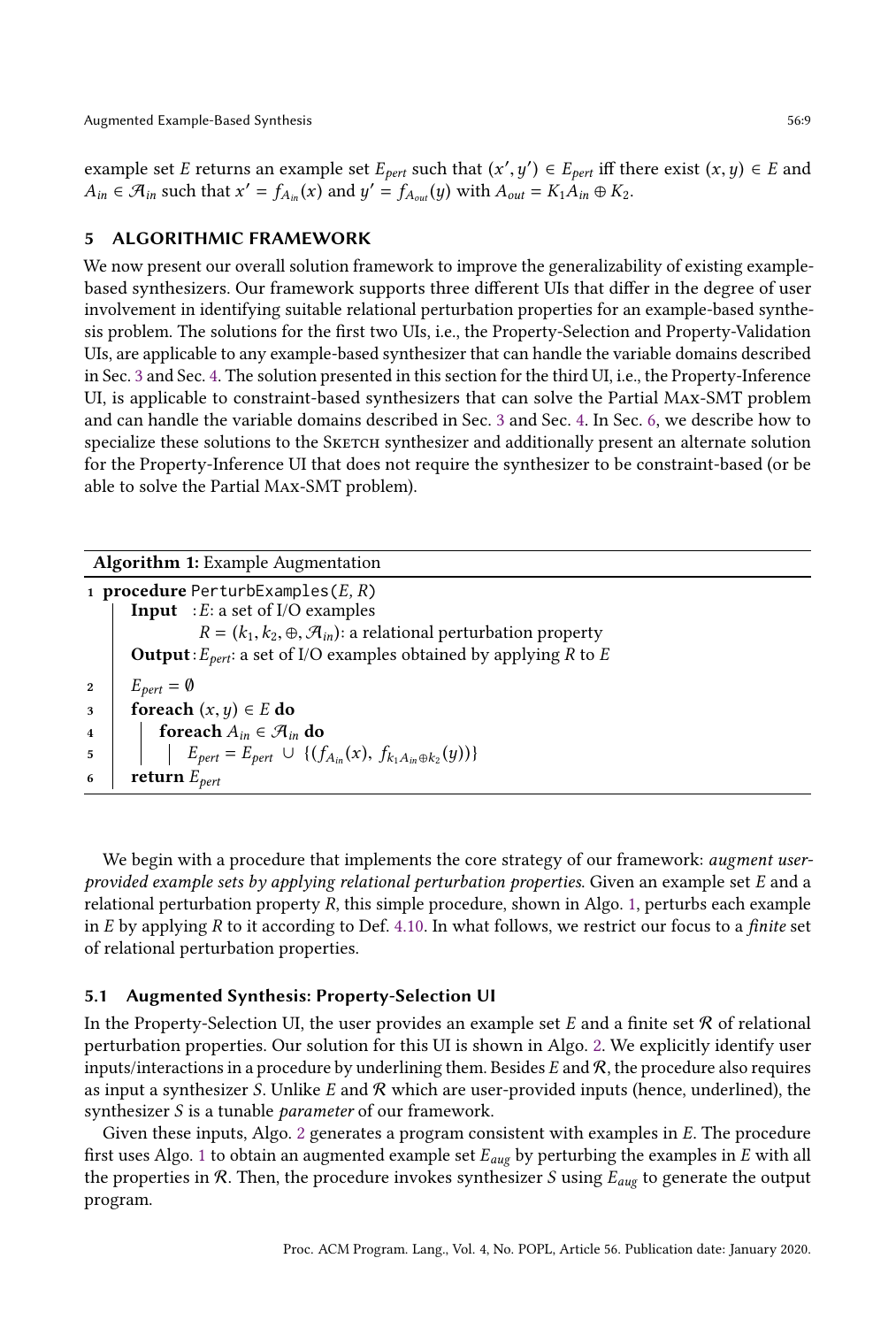example set $E$ returns an example set $E_{pert}$ such that $(x', y') \in E_{pert}$ iff there exist $(x, y) \in E$ and $A_{in} \in \mathcal{A}_{in}$ such that $x' = f_{A_{in}}(x)$ and $y' = f_{A_{out}}(y)$ with $A_{out} = K_1 A_{in} \oplus K_2$.

## 5 ALGORITHMIC FRAMEWORK

We now present our overall solution framework to improve the generalizability of existing example-based synthesizers. Our framework supports three different UIs that differ in the degree of user involvement in identifying suitable relational perturbation properties for an example-based synthesis problem. The solutions for the first two UIs, i.e., the Property-Selection and Property-Validation UIs, are applicable to any example-based synthesizer that can handle the variable domains described in Sec. 3 and Sec. 4. The solution presented in this section for the third UI, i.e., the Property-Inference UI, is applicable to constraint-based synthesizers that can solve the Partial Max-SMT problem and can handle the variable domains described in Sec. 3 and Sec. 4. In Sec. 6, we describe how to specialize these solutions to the Sketch synthesizer and additionally present an alternate solution for the Property-Inference UI that does not require the synthesizer to be constraint-based (or be able to solve the Partial Max-SMT problem).

**Algorithm 1:** Example Augmentation

```
1 procedure PerturbExamples(E, R)
      Input  : E: a set of I/O examples
               R = (k1, k2, ⊕, A_in): a relational perturbation property
      Output : E_pert: a set of I/O examples obtained by applying R to E
2     E_pert = ∅
3     foreach (x, y) ∈ E do
4         foreach A_in ∈ A_in do
5             E_pert = E_pert ∪ {(f_{A_in}(x), f_{k1 A_in ⊕ k2}(y))}
6     return E_pert
```

We begin with a procedure that implements the core strategy of our framework: *augment user-provided example sets by applying relational perturbation properties*. Given an example set $E$ and a relational perturbation property $R$, this simple procedure, shown in Algo. 1, perturbs each example in $E$ by applying $R$ to it according to Def. 4.10. In what follows, we restrict our focus to a *finite* set of relational perturbation properties.

### 5.1 Augmented Synthesis: Property-Selection UI

In the Property-Selection UI, the user provides an example set $E$ and a finite set $\mathcal{R}$ of relational perturbation properties. Our solution for this UI is shown in Algo. 2. We explicitly identify user inputs/interactions in a procedure by underlining them. Besides $E$ and $\mathcal{R}$, the procedure also requires as input a synthesizer $S$. Unlike $E$ and $\mathcal{R}$ which are user-provided inputs (hence, underlined), the synthesizer $S$ is a tunable *parameter* of our framework.

Given these inputs, Algo. 2 generates a program consistent with examples in $E$. The procedure first uses Algo. 1 to obtain an augmented example set $E_{aug}$ by perturbing the examples in $E$ with all the properties in $\mathcal{R}$. Then, the procedure invokes synthesizer $S$ using $E_{aug}$ to generate the output program.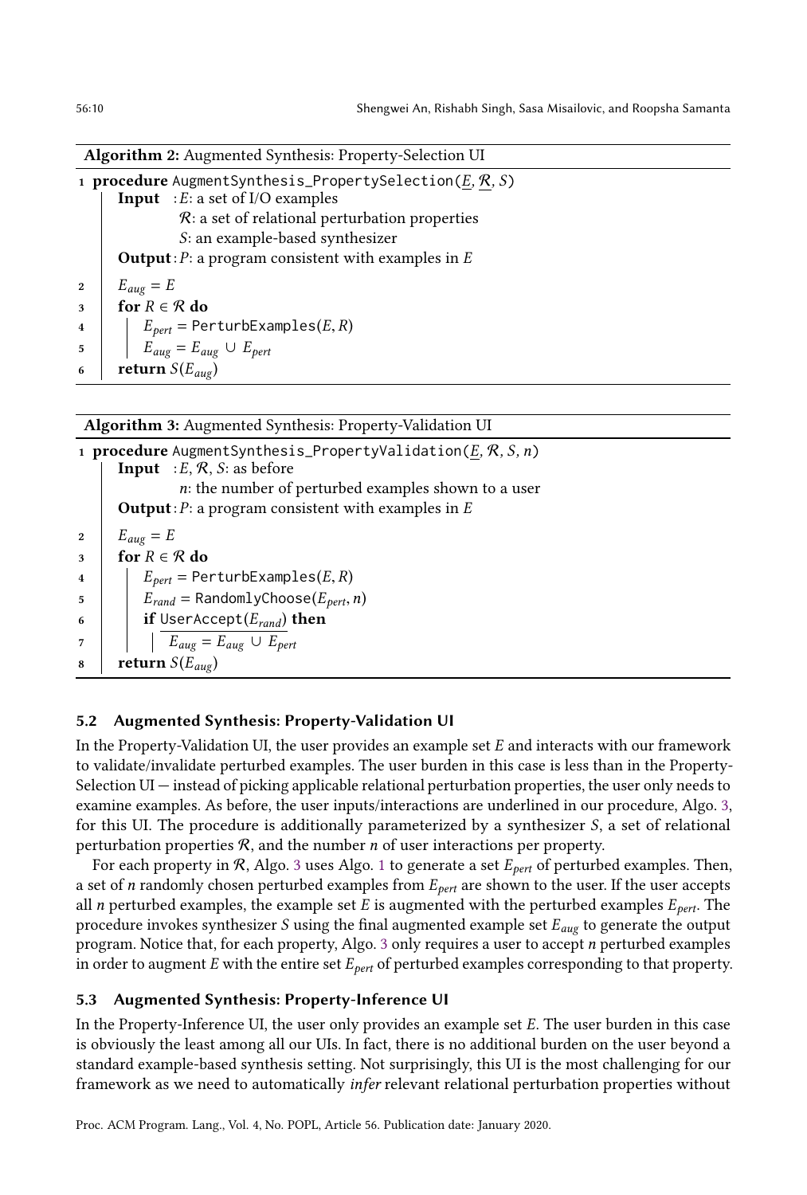**Algorithm 2:** Augmented Synthesis: Property-Selection UI

```
1 procedure AugmentSynthesis_PropertySelection(E, R, S)
      Input  : E: a set of I/O examples
               R: a set of relational perturbation properties
               S: an example-based synthesizer
      Output : P: a program consistent with examples in E
2     E_aug = E
3     for R ∈ R do
4         E_pert = PerturbExamples(E, R)
5         E_aug = E_aug ∪ E_pert
6     return S(E_aug)
```

**Algorithm 3:** Augmented Synthesis: Property-Validation UI

```
1 procedure AugmentSynthesis_PropertyValidation(E, R, S, n)
      Input  : E, R, S: as before
               n: the number of perturbed examples shown to a user
      Output : P: a program consistent with examples in E
2     E_aug = E
3     for R ∈ R do
4         E_pert = PerturbExamples(E, R)
5         E_rand = RandomlyChoose(E_pert, n)
6         if UserAccept(E_rand) then
7             E_aug = E_aug ∪ E_pert
8     return S(E_aug)
```

### 5.2 Augmented Synthesis: Property-Validation UI

In the Property-Validation UI, the user provides an example set $E$ and interacts with our framework to validate/invalidate perturbed examples. The user burden in this case is less than in the Property-Selection UI — instead of picking applicable relational perturbation properties, the user only needs to examine examples. As before, the user inputs/interactions are underlined in our procedure, Algo. 3, for this UI. The procedure is additionally parameterized by a synthesizer $S$, a set of relational perturbation properties $\mathcal{R}$, and the number $n$ of user interactions per property.

For each property in $\mathcal{R}$, Algo. 3 uses Algo. 1 to generate a set $E_{pert}$ of perturbed examples. Then, a set of $n$ randomly chosen perturbed examples from $E_{pert}$ are shown to the user. If the user accepts all $n$ perturbed examples, the example set $E$ is augmented with the perturbed examples $E_{pert}$. The procedure invokes synthesizer $S$ using the final augmented example set $E_{aug}$ to generate the output program. Notice that, for each property, Algo. 3 only requires a user to accept $n$ perturbed examples in order to augment $E$ with the entire set $E_{pert}$ of perturbed examples corresponding to that property.

### 5.3 Augmented Synthesis: Property-Inference UI

In the Property-Inference UI, the user only provides an example set $E$. The user burden in this case is obviously the least among all our UIs. In fact, there is no additional burden on the user beyond a standard example-based synthesis setting. Not surprisingly, this UI is the most challenging for our framework as we need to automatically *infer* relevant relational perturbation properties without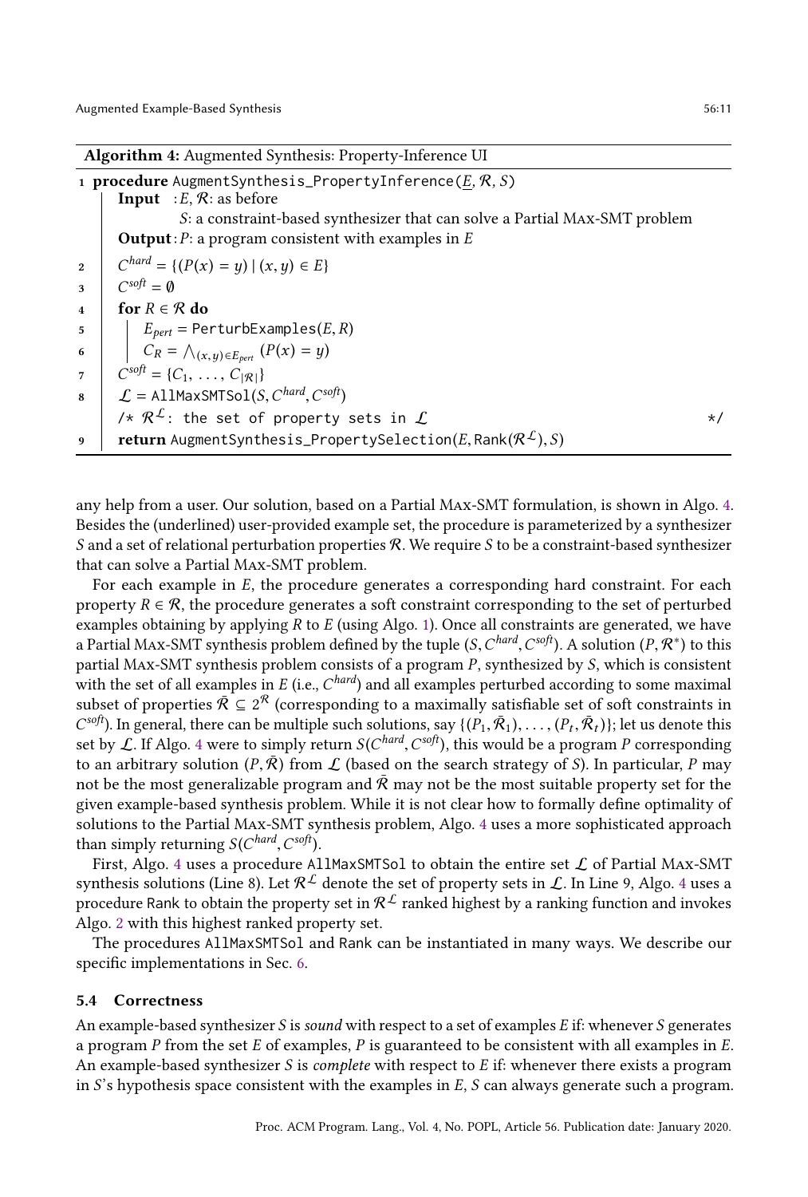**Algorithm 4:** Augmented Synthesis: Property-Inference UI

```
1  procedure AugmentSynthesis_PropertyInference(E, ℛ, S)
       Input  : E, ℛ: as before
                S: a constraint-based synthesizer that can solve a Partial Max-SMT problem
       Output : P: a program consistent with examples in E
2      C^hard = {(P(x) = y) | (x, y) ∈ E}
3      C^soft = ∅
4      for R ∈ ℛ do
5          E_pert = PerturbExamples(E, R)
6          C_R = ⋀_{(x,y)∈E_pert} (P(x) = y)
7      C^soft = {C_1, ..., C_|ℛ|}
8      ℒ = AllMaxSMTSol(S, C^hard, C^soft)
       /* ℛ^ℒ: the set of property sets in ℒ */
9      return AugmentSynthesis_PropertySelection(E, Rank(ℛ^ℒ), S)
```

any help from a user. Our solution, based on a Partial Max-SMT formulation, is shown in Algo. 4. Besides the (underlined) user-provided example set, the procedure is parameterized by a synthesizer $S$ and a set of relational perturbation properties $\mathcal{R}$. We require $S$ to be a constraint-based synthesizer that can solve a Partial Max-SMT problem.

For each example in $E$, the procedure generates a corresponding hard constraint. For each property $R \in \mathcal{R}$, the procedure generates a soft constraint corresponding to the set of perturbed examples obtaining by applying $R$ to $E$ (using Algo. 1). Once all constraints are generated, we have a Partial Max-SMT synthesis problem defined by the tuple $(S, C^{hard}, C^{soft})$. A solution $(P, \mathcal{R}^*)$ to this partial Max-SMT synthesis problem consists of a program $P$, synthesized by $S$, which is consistent with the set of all examples in $E$ (i.e., $C^{hard}$) and all examples perturbed according to some maximal subset of properties $\bar{\mathcal{R}} \subseteq 2^{\mathcal{R}}$ (corresponding to a maximally satisfiable set of soft constraints in $C^{soft}$). In general, there can be multiple such solutions, say $\{(P_1, \bar{\mathcal{R}}_1), \ldots, (P_t, \bar{\mathcal{R}}_t)\}$; let us denote this set by $\mathcal{L}$. If Algo. 4 were to simply return $S(C^{hard}, C^{soft})$, this would be a program $P$ corresponding to an arbitrary solution $(P, \bar{\mathcal{R}})$ from $\mathcal{L}$ (based on the search strategy of $S$). In particular, $P$ may not be the most generalizable program and $\bar{\mathcal{R}}$ may not be the most suitable property set for the given example-based synthesis problem. While it is not clear how to formally define optimality of solutions to the Partial Max-SMT synthesis problem, Algo. 4 uses a more sophisticated approach than simply returning $S(C^{hard}, C^{soft})$.

First, Algo. 4 uses a procedure `AllMaxSMTSol` to obtain the entire set $\mathcal{L}$ of Partial Max-SMT synthesis solutions (Line 8). Let $\mathcal{R}^{\mathcal{L}}$ denote the set of property sets in $\mathcal{L}$. In Line 9, Algo. 4 uses a procedure `Rank` to obtain the property set in $\mathcal{R}^{\mathcal{L}}$ ranked highest by a ranking function and invokes Algo. 2 with this highest ranked property set.

The procedures `AllMaxSMTSol` and `Rank` can be instantiated in many ways. We describe our specific implementations in Sec. 6.

### 5.4 Correctness

An example-based synthesizer $S$ is *sound* with respect to a set of examples $E$ if: whenever $S$ generates a program $P$ from the set $E$ of examples, $P$ is guaranteed to be consistent with all examples in $E$. An example-based synthesizer $S$ is *complete* with respect to $E$ if: whenever there exists a program in $S$'s hypothesis space consistent with the examples in $E$, $S$ can always generate such a program.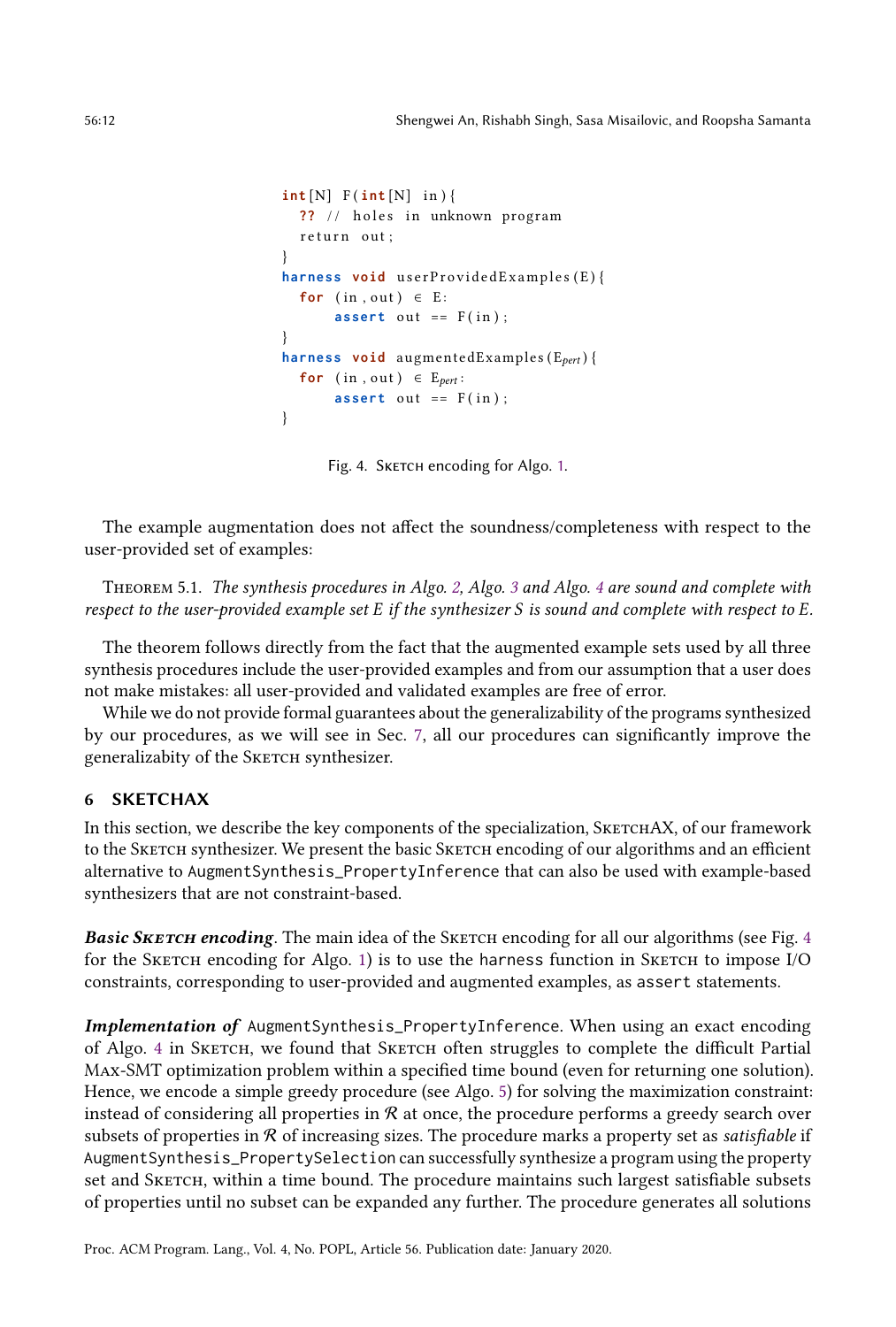```
int[N] F(int[N] in){
  ?? // holes in unknown program
  return out;
}
harness void userProvidedExamples(E){
  for (in,out) ∈ E:
      assert out == F(in);
}
harness void augmentedExamples(E_pert){
  for (in,out) ∈ E_pert:
      assert out == F(in);
}
```

Fig. 4. Sketch encoding for Algo. 1.

The example augmentation does not affect the soundness/completeness with respect to the user-provided set of examples:

Theorem 5.1. *The synthesis procedures in Algo. 2, Algo. 3 and Algo. 4 are sound and complete with respect to the user-provided example set $E$ if the synthesizer $S$ is sound and complete with respect to $E$.*

The theorem follows directly from the fact that the augmented example sets used by all three synthesis procedures include the user-provided examples and from our assumption that a user does not make mistakes: all user-provided and validated examples are free of error.

While we do not provide formal guarantees about the generalizability of the programs synthesized by our procedures, as we will see in Sec. 7, all our procedures can significantly improve the generalizabity of the Sketch synthesizer.

## 6 SKETCHAX

In this section, we describe the key components of the specialization, SketchAX, of our framework to the Sketch synthesizer. We present the basic Sketch encoding of our algorithms and an efficient alternative to `AugmentSynthesis_PropertyInference` that can also be used with example-based synthesizers that are not constraint-based.

***Basic Sketch encoding***. The main idea of the Sketch encoding for all our algorithms (see Fig. 4 for the Sketch encoding for Algo. 1) is to use the `harness` function in Sketch to impose I/O constraints, corresponding to user-provided and augmented examples, as `assert` statements.

***Implementation of*** `AugmentSynthesis_PropertyInference`. When using an exact encoding of Algo. 4 in Sketch, we found that Sketch often struggles to complete the difficult Partial Max-SMT optimization problem within a specified time bound (even for returning one solution). Hence, we encode a simple greedy procedure (see Algo. 5) for solving the maximization constraint: instead of considering all properties in $\mathcal{R}$ at once, the procedure performs a greedy search over subsets of properties in $\mathcal{R}$ of increasing sizes. The procedure marks a property set as *satisfiable* if `AugmentSynthesis_PropertySelection` can successfully synthesize a program using the property set and Sketch, within a time bound. The procedure maintains such largest satisfiable subsets of properties until no subset can be expanded any further. The procedure generates all solutions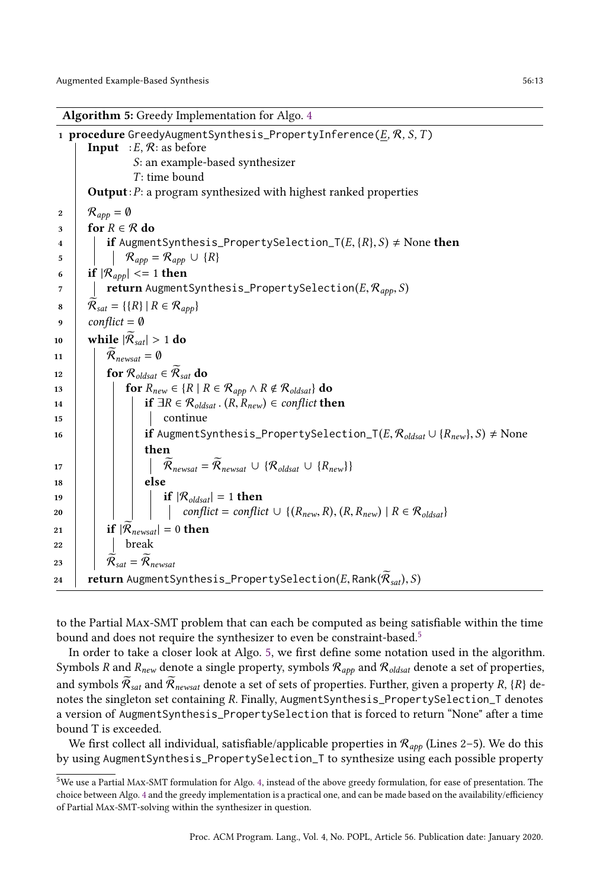**Algorithm 5:** Greedy Implementation for Algo. 4

```
1  procedure GreedyAugmentSynthesis_PropertyInference(E, R, S, T)
      Input  : E, R: as before
               S: an example-based synthesizer
               T: time bound
      Output : P: a program synthesized with highest ranked properties
2     R_app = ∅
3     for R ∈ R do
4        if AugmentSynthesis_PropertySelection_T(E, {R}, S) ≠ None then
5           R_app = R_app ∪ {R}
6     if |R_app| <= 1 then
7        return AugmentSynthesis_PropertySelection(E, R_app, S)
8     R~_sat = {{R} | R ∈ R_app}
9     conflict = ∅
10    while |R~_sat| > 1 do
11       R~_newsat = ∅
12       for R_oldsat ∈ R~_sat do
13          for R_new ∈ {R | R ∈ R_app ∧ R ∉ R_oldsat} do
14             if ∃R ∈ R_oldsat . (R, R_new) ∈ conflict then
15                continue
16             if AugmentSynthesis_PropertySelection_T(E, R_oldsat ∪ {R_new}, S) ≠ None
                then
17                R~_newsat = R~_newsat ∪ {R_oldsat ∪ {R_new}}
18             else
19                if |R_oldsat| = 1 then
20                   conflict = conflict ∪ {(R_new, R), (R, R_new) | R ∈ R_oldsat}
21       if |R~_newsat| = 0 then
22          break
23       R~_sat = R~_newsat
24    return AugmentSynthesis_PropertySelection(E, Rank(R~_sat), S)
```

to the Partial Max-SMT problem that can each be computed as being satisfiable within the time bound and does not require the synthesizer to even be constraint-based.[5]

In order to take a closer look at Algo. 5, we first define some notation used in the algorithm. Symbols $R$ and $R_{new}$ denote a single property, symbols $\mathcal{R}_{app}$ and $\mathcal{R}_{oldsat}$ denote a set of properties, and symbols $\widetilde{\mathcal{R}}_{sat}$ and $\widetilde{\mathcal{R}}_{newsat}$ denote a set of sets of properties. Further, given a property $R$, $\{R\}$ denotes the singleton set containing $R$. Finally, AugmentSynthesis_PropertySelection_T denotes a version of AugmentSynthesis_PropertySelection that is forced to return "None" after a time bound T is exceeded.

We first collect all individual, satisfiable/applicable properties in $\mathcal{R}_{app}$ (Lines 2–5). We do this by using AugmentSynthesis_PropertySelection_T to synthesize using each possible property

[5] We use a Partial Max-SMT formulation for Algo. 4, instead of the above greedy formulation, for ease of presentation. The choice between Algo. 4 and the greedy implementation is a practical one, and can be made based on the availability/efficiency of Partial Max-SMT-solving within the synthesizer in question.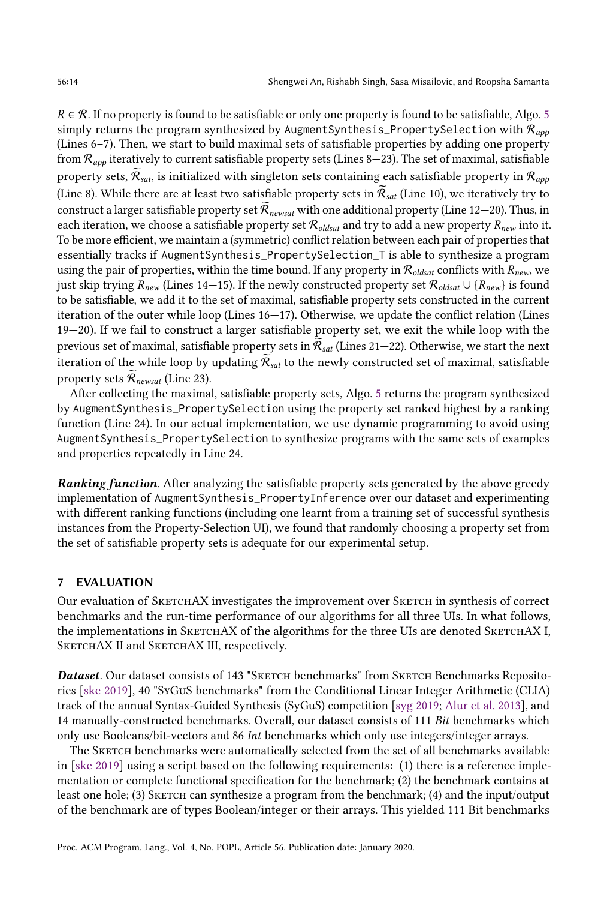$R \in \mathcal{R}$. If no property is found to be satisfiable or only one property is found to be satisfiable, Algo. 5 simply returns the program synthesized by `AugmentSynthesis_PropertySelection` with $\mathcal{R}_{app}$ (Lines 6–7). Then, we start to build maximal sets of satisfiable properties by adding one property from $\mathcal{R}_{app}$ iteratively to current satisfiable property sets (Lines 8—23). The set of maximal, satisfiable property sets, $\widetilde{\mathcal{R}}_{sat}$, is initialized with singleton sets containing each satisfiable property in $\mathcal{R}_{app}$ (Line 8). While there are at least two satisfiable property sets in $\widetilde{\mathcal{R}}_{sat}$ (Line 10), we iteratively try to construct a larger satisfiable property set $\widetilde{\mathcal{R}}_{newsat}$ with one additional property (Line 12—20). Thus, in each iteration, we choose a satisfiable property set $\mathcal{R}_{oldsat}$ and try to add a new property $R_{new}$ into it. To be more efficient, we maintain a (symmetric) conflict relation between each pair of properties that essentially tracks if `AugmentSynthesis_PropertySelection_T` is able to synthesize a program using the pair of properties, within the time bound. If any property in $\mathcal{R}_{oldsat}$ conflicts with $R_{new}$, we just skip trying $R_{new}$ (Lines 14—15). If the newly constructed property set $\mathcal{R}_{oldsat} \cup \{R_{new}\}$ is found to be satisfiable, we add it to the set of maximal, satisfiable property sets constructed in the current iteration of the outer while loop (Lines 16—17). Otherwise, we update the conflict relation (Lines 19—20). If we fail to construct a larger satisfiable property set, we exit the while loop with the previous set of maximal, satisfiable property sets in $\widetilde{\mathcal{R}}_{sat}$ (Lines 21—22). Otherwise, we start the next iteration of the while loop by updating $\widetilde{\mathcal{R}}_{sat}$ to the newly constructed set of maximal, satisfiable property sets $\widetilde{\mathcal{R}}_{newsat}$ (Line 23).

After collecting the maximal, satisfiable property sets, Algo. 5 returns the program synthesized by `AugmentSynthesis_PropertySelection` using the property set ranked highest by a ranking function (Line 24). In our actual implementation, we use dynamic programming to avoid using `AugmentSynthesis_PropertySelection` to synthesize programs with the same sets of examples and properties repeatedly in Line 24.

***Ranking function***. After analyzing the satisfiable property sets generated by the above greedy implementation of `AugmentSynthesis_PropertyInference` over our dataset and experimenting with different ranking functions (including one learnt from a training set of successful synthesis instances from the Property-Selection UI), we found that randomly choosing a property set from the set of satisfiable property sets is adequate for our experimental setup.

## 7 EVALUATION

Our evaluation of SketchAX investigates the improvement over Sketch in synthesis of correct benchmarks and the run-time performance of our algorithms for all three UIs. In what follows, the implementations in SketchAX of the algorithms for the three UIs are denoted SketchAX I, SketchAX II and SketchAX III, respectively.

***Dataset***. Our dataset consists of 143 "Sketch benchmarks" from Sketch Benchmarks Repositories [ske 2019], 40 "SyGuS benchmarks" from the Conditional Linear Integer Arithmetic (CLIA) track of the annual Syntax-Guided Synthesis (SyGuS) competition [syg 2019; Alur et al. 2013], and 14 manually-constructed benchmarks. Overall, our dataset consists of 111 *Bit* benchmarks which only use Booleans/bit-vectors and 86 *Int* benchmarks which only use integers/integer arrays.

The Sketch benchmarks were automatically selected from the set of all benchmarks available in [ske 2019] using a script based on the following requirements: (1) there is a reference implementation or complete functional specification for the benchmark; (2) the benchmark contains at least one hole; (3) Sketch can synthesize a program from the benchmark; (4) and the input/output of the benchmark are of types Boolean/integer or their arrays. This yielded 111 Bit benchmarks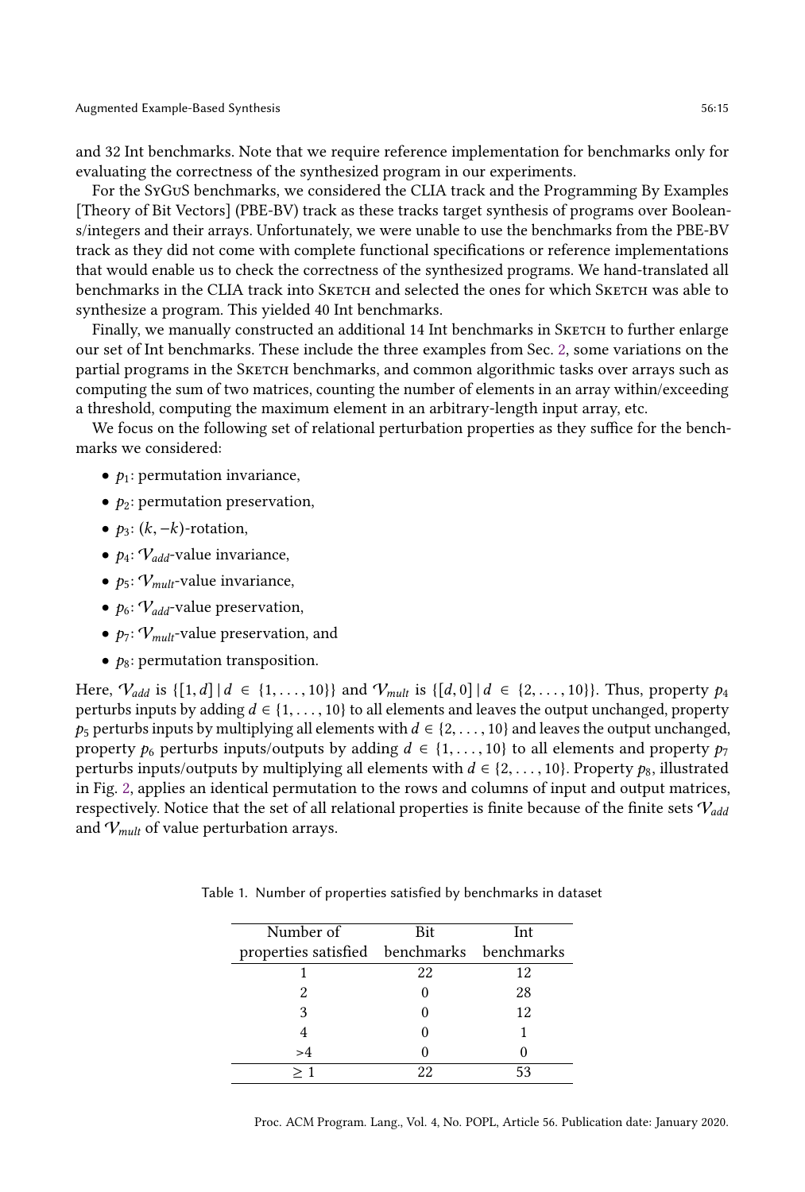and 32 Int benchmarks. Note that we require reference implementation for benchmarks only for evaluating the correctness of the synthesized program in our experiments.

For the SyGuS benchmarks, we considered the CLIA track and the Programming By Examples [Theory of Bit Vectors] (PBE-BV) track as these tracks target synthesis of programs over Booleans/integers and their arrays. Unfortunately, we were unable to use the benchmarks from the PBE-BV track as they did not come with complete functional specifications or reference implementations that would enable us to check the correctness of the synthesized programs. We hand-translated all benchmarks in the CLIA track into Sketch and selected the ones for which Sketch was able to synthesize a program. This yielded 40 Int benchmarks.

Finally, we manually constructed an additional 14 Int benchmarks in Sketch to further enlarge our set of Int benchmarks. These include the three examples from Sec. 2, some variations on the partial programs in the Sketch benchmarks, and common algorithmic tasks over arrays such as computing the sum of two matrices, counting the number of elements in an array within/exceeding a threshold, computing the maximum element in an arbitrary-length input array, etc.

We focus on the following set of relational perturbation properties as they suffice for the benchmarks we considered:

- $p_1$: permutation invariance,
- $p_2$: permutation preservation,
- $p_3$: $(k, -k)$-rotation,
- $p_4$: $\mathcal{V}_{add}$-value invariance,
- $p_5$: $\mathcal{V}_{mult}$-value invariance,
- $p_6$: $\mathcal{V}_{add}$-value preservation,
- $p_7$: $\mathcal{V}_{mult}$-value preservation, and
- $p_8$: permutation transposition.

Here, $\mathcal{V}_{add}$ is $\{[1, d] \mid d \in \{1, \ldots, 10\}\}$ and $\mathcal{V}_{mult}$ is $\{[d, 0] \mid d \in \{2, \ldots, 10\}\}$. Thus, property $p_4$ perturbs inputs by adding $d \in \{1, \ldots, 10\}$ to all elements and leaves the output unchanged, property $p_5$ perturbs inputs by multiplying all elements with $d \in \{2, \ldots, 10\}$ and leaves the output unchanged, property $p_6$ perturbs inputs/outputs by adding $d \in \{1, \ldots, 10\}$ to all elements and property $p_7$ perturbs inputs/outputs by multiplying all elements with $d \in \{2, \ldots, 10\}$. Property $p_8$, illustrated in Fig. 2, applies an identical permutation to the rows and columns of input and output matrices, respectively. Notice that the set of all relational properties is finite because of the finite sets $\mathcal{V}_{add}$ and $\mathcal{V}_{mult}$ of value perturbation arrays.

Table 1. Number of properties satisfied by benchmarks in dataset

| Number of properties satisfied | Bit benchmarks | Int benchmarks |
|---|---|---|
| 1 | 22 | 12 |
| 2 | 0 | 28 |
| 3 | 0 | 12 |
| 4 | 0 | 1 |
| >4 | 0 | 0 |
| $\geq 1$ | 22 | 53 |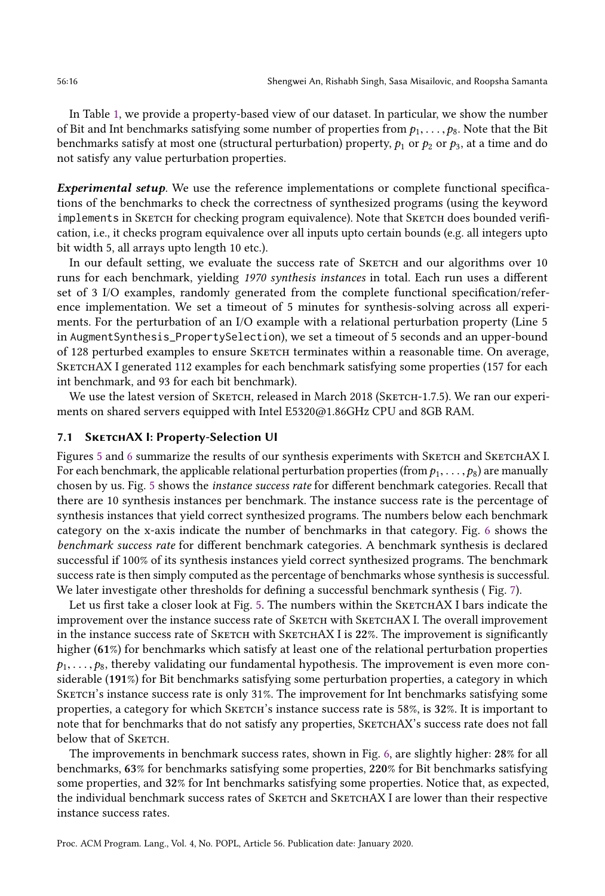In Table 1, we provide a property-based view of our dataset. In particular, we show the number of Bit and Int benchmarks satisfying some number of properties from $p_1, \ldots, p_8$. Note that the Bit benchmarks satisfy at most one (structural perturbation) property, $p_1$ or $p_2$ or $p_3$, at a time and do not satisfy any value perturbation properties.

***Experimental setup***. We use the reference implementations or complete functional specifications of the benchmarks to check the correctness of synthesized programs (using the keyword `implements` in Sketch for checking program equivalence). Note that Sketch does bounded verification, i.e., it checks program equivalence over all inputs upto certain bounds (e.g. all integers upto bit width 5, all arrays upto length 10 etc.).

In our default setting, we evaluate the success rate of Sketch and our algorithms over 10 runs for each benchmark, yielding *1970 synthesis instances* in total. Each run uses a different set of 3 I/O examples, randomly generated from the complete functional specification/reference implementation. We set a timeout of 5 minutes for synthesis-solving across all experiments. For the perturbation of an I/O example with a relational perturbation property (Line 5 in AugmentSynthesis_PropertySelection), we set a timeout of 5 seconds and an upper-bound of 128 perturbed examples to ensure Sketch terminates within a reasonable time. On average, SketchAX I generated 112 examples for each benchmark satisfying some properties (157 for each int benchmark, and 93 for each bit benchmark).

We use the latest version of Sketch, released in March 2018 (Sketch-1.7.5). We ran our experiments on shared servers equipped with Intel E5320@1.86GHz CPU and 8GB RAM.

### 7.1 SketchAX I: Property-Selection UI

Figures 5 and 6 summarize the results of our synthesis experiments with Sketch and SketchAX I. For each benchmark, the applicable relational perturbation properties (from $p_1, \ldots, p_8$) are manually chosen by us. Fig. 5 shows the *instance success rate* for different benchmark categories. Recall that there are 10 synthesis instances per benchmark. The instance success rate is the percentage of synthesis instances that yield correct synthesized programs. The numbers below each benchmark category on the x-axis indicate the number of benchmarks in that category. Fig. 6 shows the *benchmark success rate* for different benchmark categories. A benchmark synthesis is declared successful if 100% of its synthesis instances yield correct synthesized programs. The benchmark success rate is then simply computed as the percentage of benchmarks whose synthesis is successful. We later investigate other thresholds for defining a successful benchmark synthesis ( Fig. 7).

Let us first take a closer look at Fig. 5. The numbers within the SketchAX I bars indicate the improvement over the instance success rate of Sketch with SketchAX I. The overall improvement in the instance success rate of Sketch with SketchAX I is **22**%. The improvement is significantly higher (**61**%) for benchmarks which satisfy at least one of the relational perturbation properties $p_1, \ldots, p_8$, thereby validating our fundamental hypothesis. The improvement is even more considerable (**191**%) for Bit benchmarks satisfying some perturbation properties, a category in which Sketch's instance success rate is only 31%. The improvement for Int benchmarks satisfying some properties, a category for which Sketch's instance success rate is 58%, is **32**%. It is important to note that for benchmarks that do not satisfy any properties, SketchAX's success rate does not fall below that of Sketch.

The improvements in benchmark success rates, shown in Fig. 6, are slightly higher: **28**% for all benchmarks, **63**% for benchmarks satisfying some properties, **220**% for Bit benchmarks satisfying some properties, and **32**% for Int benchmarks satisfying some properties. Notice that, as expected, the individual benchmark success rates of Sketch and SketchAX I are lower than their respective instance success rates.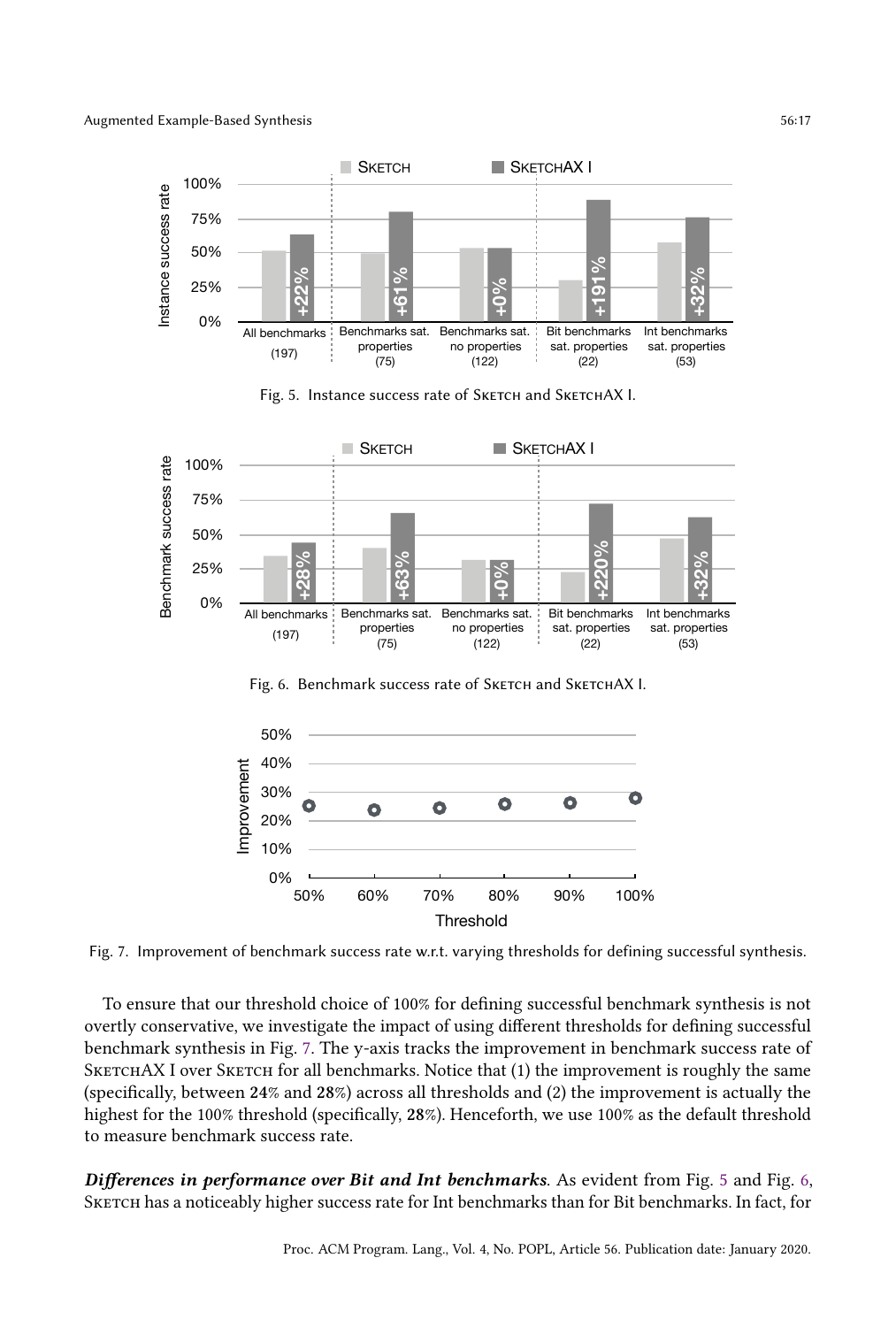Fig. 5. Instance success rate of Sketch and SketchAX I.

Fig. 6. Benchmark success rate of Sketch and SketchAX I.

Fig. 7. Improvement of benchmark success rate w.r.t. varying thresholds for defining successful synthesis.

To ensure that our threshold choice of 100% for defining successful benchmark synthesis is not overtly conservative, we investigate the impact of using different thresholds for defining successful benchmark synthesis in Fig. 7. The y-axis tracks the improvement in benchmark success rate of SketchAX I over Sketch for all benchmarks. Notice that (1) the improvement is roughly the same (specifically, between **24**% and **28**%) across all thresholds and (2) the improvement is actually the highest for the 100% threshold (specifically, **28**%). Henceforth, we use 100% as the default threshold to measure benchmark success rate.

***Differences in performance over Bit and Int benchmarks.*** As evident from Fig. 5 and Fig. 6, Sketch has a noticeably higher success rate for Int benchmarks than for Bit benchmarks. In fact, for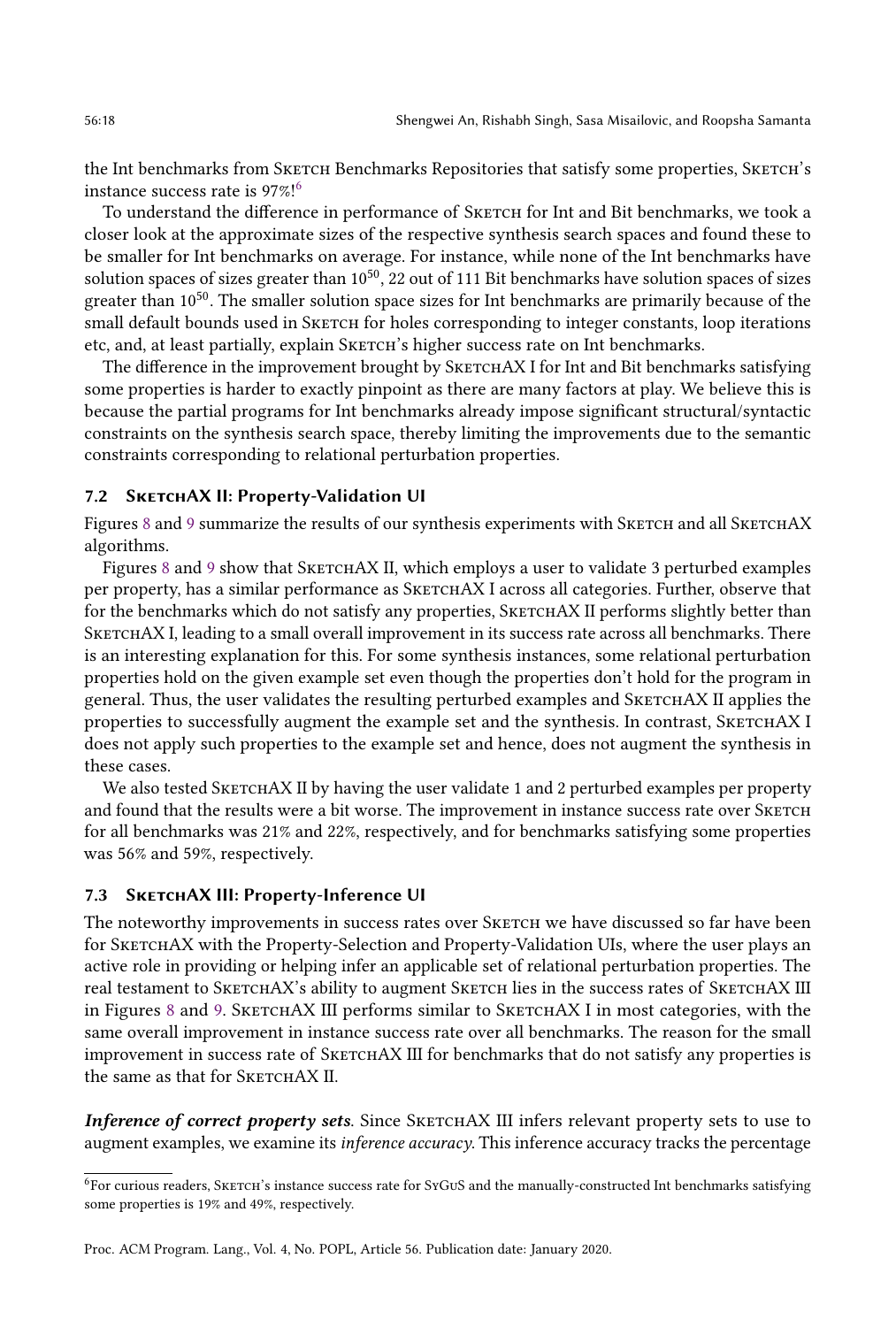the Int benchmarks from Sketch Benchmarks Repositories that satisfy some properties, Sketch's instance success rate is 97%![6]

To understand the difference in performance of Sketch for Int and Bit benchmarks, we took a closer look at the approximate sizes of the respective synthesis search spaces and found these to be smaller for Int benchmarks on average. For instance, while none of the Int benchmarks have solution spaces of sizes greater than $10^{50}$, 22 out of 111 Bit benchmarks have solution spaces of sizes greater than $10^{50}$. The smaller solution space sizes for Int benchmarks are primarily because of the small default bounds used in Sketch for holes corresponding to integer constants, loop iterations etc, and, at least partially, explain Sketch's higher success rate on Int benchmarks.

The difference in the improvement brought by SketchAX I for Int and Bit benchmarks satisfying some properties is harder to exactly pinpoint as there are many factors at play. We believe this is because the partial programs for Int benchmarks already impose significant structural/syntactic constraints on the synthesis search space, thereby limiting the improvements due to the semantic constraints corresponding to relational perturbation properties.

### 7.2 SketchAX II: Property-Validation UI

Figures 8 and 9 summarize the results of our synthesis experiments with Sketch and all SketchAX algorithms.

Figures 8 and 9 show that SketchAX II, which employs a user to validate 3 perturbed examples per property, has a similar performance as SketchAX I across all categories. Further, observe that for the benchmarks which do not satisfy any properties, SketchAX II performs slightly better than SketchAX I, leading to a small overall improvement in its success rate across all benchmarks. There is an interesting explanation for this. For some synthesis instances, some relational perturbation properties hold on the given example set even though the properties don't hold for the program in general. Thus, the user validates the resulting perturbed examples and SketchAX II applies the properties to successfully augment the example set and the synthesis. In contrast, SketchAX I does not apply such properties to the example set and hence, does not augment the synthesis in these cases.

We also tested SketchAX II by having the user validate 1 and 2 perturbed examples per property and found that the results were a bit worse. The improvement in instance success rate over Sketch for all benchmarks was 21% and 22%, respectively, and for benchmarks satisfying some properties was 56% and 59%, respectively.

### 7.3 SketchAX III: Property-Inference UI

The noteworthy improvements in success rates over Sketch we have discussed so far have been for SketchAX with the Property-Selection and Property-Validation UIs, where the user plays an active role in providing or helping infer an applicable set of relational perturbation properties. The real testament to SketchAX's ability to augment Sketch lies in the success rates of SketchAX III in Figures 8 and 9. SketchAX III performs similar to SketchAX I in most categories, with the same overall improvement in instance success rate over all benchmarks. The reason for the small improvement in success rate of SketchAX III for benchmarks that do not satisfy any properties is the same as that for SketchAX II.

***Inference of correct property sets***. Since SketchAX III infers relevant property sets to use to augment examples, we examine its *inference accuracy*. This inference accuracy tracks the percentage

[6] For curious readers, Sketch's instance success rate for SyGuS and the manually-constructed Int benchmarks satisfying some properties is 19% and 49%, respectively.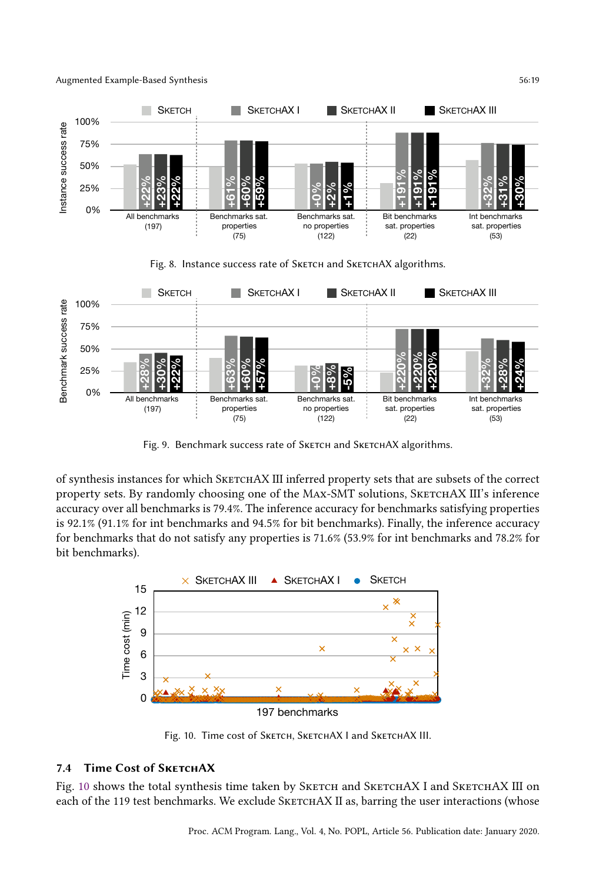Fig. 8. Instance success rate of SKETCH and SKETCHAX algorithms.

Fig. 9. Benchmark success rate of SKETCH and SKETCHAX algorithms.

of synthesis instances for which SKETCHAX III inferred property sets that are subsets of the correct property sets. By randomly choosing one of the MAX-SMT solutions, SKETCHAX III's inference accuracy over all benchmarks is 79.4%. The inference accuracy for benchmarks satisfying properties is 92.1% (91.1% for int benchmarks and 94.5% for bit benchmarks). Finally, the inference accuracy for benchmarks that do not satisfy any properties is 71.6% (53.9% for int benchmarks and 78.2% for bit benchmarks).

Fig. 10. Time cost of SKETCH, SKETCHAX I and SKETCHAX III.

### 7.4 Time Cost of SKETCHAX

Fig. 10 shows the total synthesis time taken by SKETCH and SKETCHAX I and SKETCHAX III on each of the 119 test benchmarks. We exclude SKETCHAX II as, barring the user interactions (whose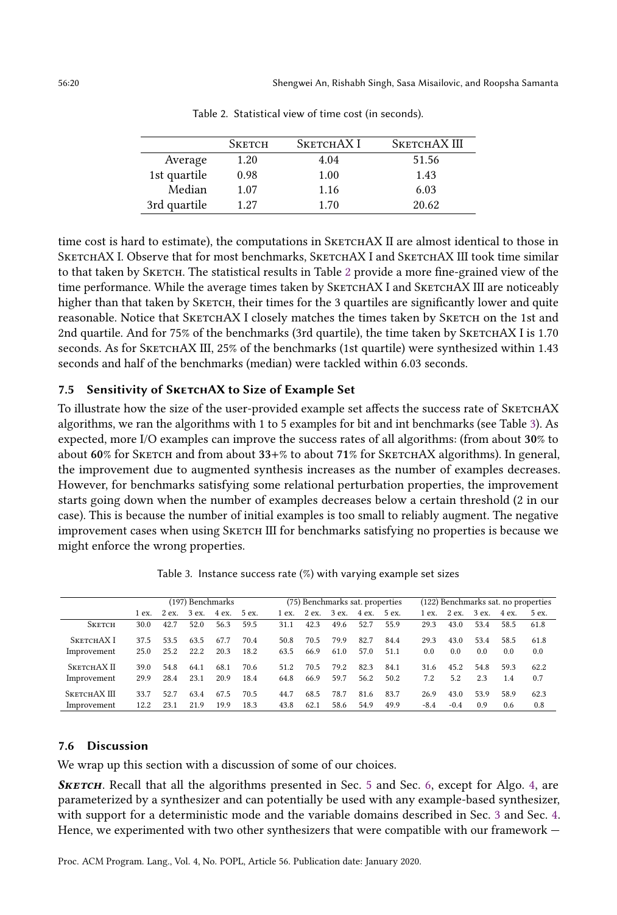Table 2. Statistical view of time cost (in seconds).

| | Sketch | SketchAX I | SketchAX III |
|---|---|---|---|
| Average | 1.20 | 4.04 | 51.56 |
| 1st quartile | 0.98 | 1.00 | 1.43 |
| Median | 1.07 | 1.16 | 6.03 |
| 3rd quartile | 1.27 | 1.70 | 20.62 |

time cost is hard to estimate), the computations in SketchAX II are almost identical to those in SketchAX I. Observe that for most benchmarks, SketchAX I and SketchAX III took time similar to that taken by Sketch. The statistical results in Table 2 provide a more fine-grained view of the time performance. While the average times taken by SketchAX I and SketchAX III are noticeably higher than that taken by Sketch, their times for the 3 quartiles are significantly lower and quite reasonable. Notice that SketchAX I closely matches the times taken by Sketch on the 1st and 2nd quartile. And for 75% of the benchmarks (3rd quartile), the time taken by SketchAX I is 1.70 seconds. As for SketchAX III, 25% of the benchmarks (1st quartile) were synthesized within 1.43 seconds and half of the benchmarks (median) were tackled within 6.03 seconds.

### 7.5 Sensitivity of SketchAX to Size of Example Set

To illustrate how the size of the user-provided example set affects the success rate of SketchAX algorithms, we ran the algorithms with 1 to 5 examples for bit and int benchmarks (see Table 3). As expected, more I/O examples can improve the success rates of all algorithms: (from about **30**% to about **60**% for Sketch and from about **33+**% to about **71**% for SketchAX algorithms). In general, the improvement due to augmented synthesis increases as the number of examples decreases. However, for benchmarks satisfying some relational perturbation properties, the improvement starts going down when the number of examples decreases below a certain threshold (2 in our case). This is because the number of initial examples is too small to reliably augment. The negative improvement cases when using Sketch III for benchmarks satisfying no properties is because we might enforce the wrong properties.

Table 3. Instance success rate (%) with varying example set sizes

| | (197) Benchmarks | | | | | (75) Benchmarks sat. properties | | | | | (122) Benchmarks sat. no properties | | | | |
|---|---|---|---|---|---|---|---|---|---|---|---|---|---|---|---|
| | 1 ex. | 2 ex. | 3 ex. | 4 ex. | 5 ex. | 1 ex. | 2 ex. | 3 ex. | 4 ex. | 5 ex. | 1 ex. | 2 ex. | 3 ex. | 4 ex. | 5 ex. |
| Sketch | 30.0 | 42.7 | 52.0 | 56.3 | 59.5 | 31.1 | 42.3 | 49.6 | 52.7 | 55.9 | 29.3 | 43.0 | 53.4 | 58.5 | 61.8 |
| SketchAX I | 37.5 | 53.5 | 63.5 | 67.7 | 70.4 | 50.8 | 70.5 | 79.9 | 82.7 | 84.4 | 29.3 | 43.0 | 53.4 | 58.5 | 61.8 |
| Improvement | 25.0 | 25.2 | 22.2 | 20.3 | 18.2 | 63.5 | 66.9 | 61.0 | 57.0 | 51.1 | 0.0 | 0.0 | 0.0 | 0.0 | 0.0 |
| SketchAX II | 39.0 | 54.8 | 64.1 | 68.1 | 70.6 | 51.2 | 70.5 | 79.2 | 82.3 | 84.1 | 31.6 | 45.2 | 54.8 | 59.3 | 62.2 |
| Improvement | 29.9 | 28.4 | 23.1 | 20.9 | 18.4 | 64.8 | 66.9 | 59.7 | 56.2 | 50.2 | 7.2 | 5.2 | 2.3 | 1.4 | 0.7 |
| SketchAX III | 33.7 | 52.7 | 63.4 | 67.5 | 70.5 | 44.7 | 68.5 | 78.7 | 81.6 | 83.7 | 26.9 | 43.0 | 53.9 | 58.9 | 62.3 |
| Improvement | 12.2 | 23.1 | 21.9 | 19.9 | 18.3 | 43.8 | 62.1 | 58.6 | 54.9 | 49.9 | -8.4 | -0.4 | 0.9 | 0.6 | 0.8 |

### 7.6 Discussion

We wrap up this section with a discussion of some of our choices.

***Sketch***. Recall that all the algorithms presented in Sec. 5 and Sec. 6, except for Algo. 4, are parameterized by a synthesizer and can potentially be used with any example-based synthesizer, with support for a deterministic mode and the variable domains described in Sec. 3 and Sec. 4. Hence, we experimented with two other synthesizers that were compatible with our framework —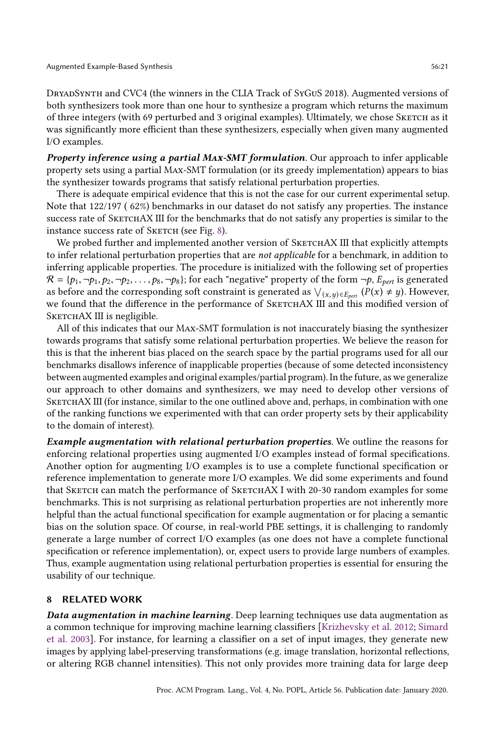DryadSynth and CVC4 (the winners in the CLIA Track of SyGuS 2018). Augmented versions of both synthesizers took more than one hour to synthesize a program which returns the maximum of three integers (with 69 perturbed and 3 original examples). Ultimately, we chose Sketch as it was significantly more efficient than these synthesizers, especially when given many augmented I/O examples.

***Property inference using a partial Max-SMT formulation***. Our approach to infer applicable property sets using a partial Max-SMT formulation (or its greedy implementation) appears to bias the synthesizer towards programs that satisfy relational perturbation properties.

There is adequate empirical evidence that this is not the case for our current experimental setup. Note that 122/197 ( 62%) benchmarks in our dataset do not satisfy any properties. The instance success rate of SketchAX III for the benchmarks that do not satisfy any properties is similar to the instance success rate of Sketch (see Fig. 8).

We probed further and implemented another version of SketchAX III that explicitly attempts to infer relational perturbation properties that are *not applicable* for a benchmark, in addition to inferring applicable properties. The procedure is initialized with the following set of properties $\mathcal{R} = \{p_1, \neg p_1, p_2, \neg p_2, \ldots, p_8, \neg p_8\}$; for each "negative" property of the form $\neg p$, $E_{pert}$ is generated as before and the corresponding soft constraint is generated as $\bigvee_{(x,y) \in E_{pert}} (P(x) \neq y)$. However, we found that the difference in the performance of SketchAX III and this modified version of SketchAX III is negligible.

All of this indicates that our Max-SMT formulation is not inaccurately biasing the synthesizer towards programs that satisfy some relational perturbation properties. We believe the reason for this is that the inherent bias placed on the search space by the partial programs used for all our benchmarks disallows inference of inapplicable properties (because of some detected inconsistency between augmented examples and original examples/partial program). In the future, as we generalize our approach to other domains and synthesizers, we may need to develop other versions of SketchAX III (for instance, similar to the one outlined above and, perhaps, in combination with one of the ranking functions we experimented with that can order property sets by their applicability to the domain of interest).

***Example augmentation with relational perturbation properties***. We outline the reasons for enforcing relational properties using augmented I/O examples instead of formal specifications. Another option for augmenting I/O examples is to use a complete functional specification or reference implementation to generate more I/O examples. We did some experiments and found that Sketch can match the performance of SketchAX I with 20-30 random examples for some benchmarks. This is not surprising as relational perturbation properties are not inherently more helpful than the actual functional specification for example augmentation or for placing a semantic bias on the solution space. Of course, in real-world PBE settings, it is challenging to randomly generate a large number of correct I/O examples (as one does not have a complete functional specification or reference implementation), or, expect users to provide large numbers of examples. Thus, example augmentation using relational perturbation properties is essential for ensuring the usability of our technique.

## 8 RELATED WORK

***Data augmentation in machine learning***. Deep learning techniques use data augmentation as a common technique for improving machine learning classifiers [Krizhevsky et al. 2012; Simard et al. 2003]. For instance, for learning a classifier on a set of input images, they generate new images by applying label-preserving transformations (e.g. image translation, horizontal reflections, or altering RGB channel intensities). This not only provides more training data for large deep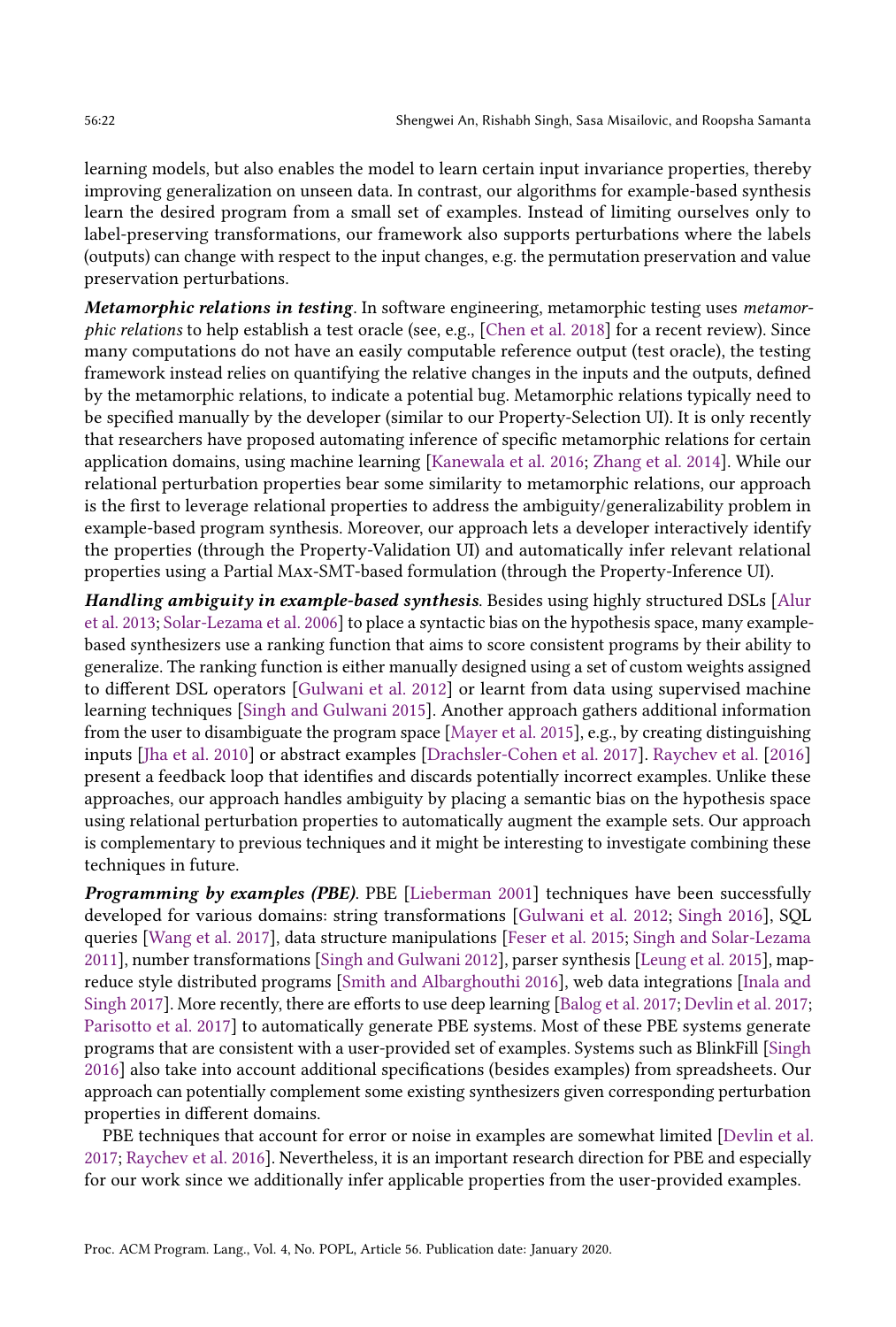learning models, but also enables the model to learn certain input invariance properties, thereby improving generalization on unseen data. In contrast, our algorithms for example-based synthesis learn the desired program from a small set of examples. Instead of limiting ourselves only to label-preserving transformations, our framework also supports perturbations where the labels (outputs) can change with respect to the input changes, e.g. the permutation preservation and value preservation perturbations.

***Metamorphic relations in testing***. In software engineering, metamorphic testing uses *metamorphic relations* to help establish a test oracle (see, e.g., [Chen et al. 2018] for a recent review). Since many computations do not have an easily computable reference output (test oracle), the testing framework instead relies on quantifying the relative changes in the inputs and the outputs, defined by the metamorphic relations, to indicate a potential bug. Metamorphic relations typically need to be specified manually by the developer (similar to our Property-Selection UI). It is only recently that researchers have proposed automating inference of specific metamorphic relations for certain application domains, using machine learning [Kanewala et al. 2016; Zhang et al. 2014]. While our relational perturbation properties bear some similarity to metamorphic relations, our approach is the first to leverage relational properties to address the ambiguity/generalizability problem in example-based program synthesis. Moreover, our approach lets a developer interactively identify the properties (through the Property-Validation UI) and automatically infer relevant relational properties using a Partial Max-SMT-based formulation (through the Property-Inference UI).

***Handling ambiguity in example-based synthesis***. Besides using highly structured DSLs [Alur et al. 2013; Solar-Lezama et al. 2006] to place a syntactic bias on the hypothesis space, many example-based synthesizers use a ranking function that aims to score consistent programs by their ability to generalize. The ranking function is either manually designed using a set of custom weights assigned to different DSL operators [Gulwani et al. 2012] or learnt from data using supervised machine learning techniques [Singh and Gulwani 2015]. Another approach gathers additional information from the user to disambiguate the program space [Mayer et al. 2015], e.g., by creating distinguishing inputs [Jha et al. 2010] or abstract examples [Drachsler-Cohen et al. 2017]. Raychev et al. [2016] present a feedback loop that identifies and discards potentially incorrect examples. Unlike these approaches, our approach handles ambiguity by placing a semantic bias on the hypothesis space using relational perturbation properties to automatically augment the example sets. Our approach is complementary to previous techniques and it might be interesting to investigate combining these techniques in future.

***Programming by examples (PBE)***. PBE [Lieberman 2001] techniques have been successfully developed for various domains: string transformations [Gulwani et al. 2012; Singh 2016], SQL queries [Wang et al. 2017], data structure manipulations [Feser et al. 2015; Singh and Solar-Lezama 2011], number transformations [Singh and Gulwani 2012], parser synthesis [Leung et al. 2015], map-reduce style distributed programs [Smith and Albarghouthi 2016], web data integrations [Inala and Singh 2017]. More recently, there are efforts to use deep learning [Balog et al. 2017; Devlin et al. 2017; Parisotto et al. 2017] to automatically generate PBE systems. Most of these PBE systems generate programs that are consistent with a user-provided set of examples. Systems such as BlinkFill [Singh 2016] also take into account additional specifications (besides examples) from spreadsheets. Our approach can potentially complement some existing synthesizers given corresponding perturbation properties in different domains.

PBE techniques that account for error or noise in examples are somewhat limited [Devlin et al. 2017; Raychev et al. 2016]. Nevertheless, it is an important research direction for PBE and especially for our work since we additionally infer applicable properties from the user-provided examples.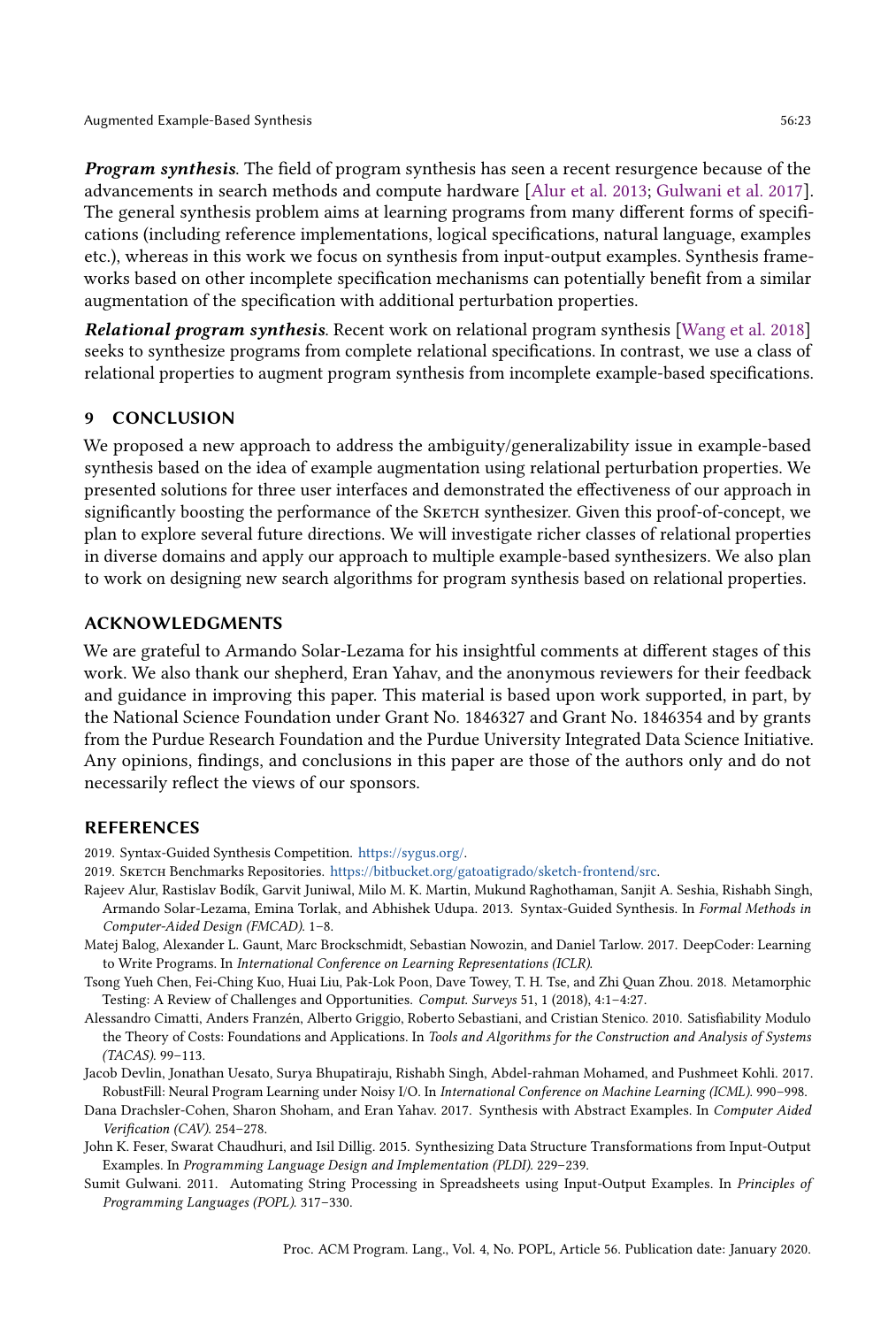***Program synthesis***. The field of program synthesis has seen a recent resurgence because of the advancements in search methods and compute hardware [Alur et al. 2013; Gulwani et al. 2017]. The general synthesis problem aims at learning programs from many different forms of specifications (including reference implementations, logical specifications, natural language, examples etc.), whereas in this work we focus on synthesis from input-output examples. Synthesis frameworks based on other incomplete specification mechanisms can potentially benefit from a similar augmentation of the specification with additional perturbation properties.

***Relational program synthesis***. Recent work on relational program synthesis [Wang et al. 2018] seeks to synthesize programs from complete relational specifications. In contrast, we use a class of relational properties to augment program synthesis from incomplete example-based specifications.

## 9 CONCLUSION

We proposed a new approach to address the ambiguity/generalizability issue in example-based synthesis based on the idea of example augmentation using relational perturbation properties. We presented solutions for three user interfaces and demonstrated the effectiveness of our approach in significantly boosting the performance of the Sketch synthesizer. Given this proof-of-concept, we plan to explore several future directions. We will investigate richer classes of relational properties in diverse domains and apply our approach to multiple example-based synthesizers. We also plan to work on designing new search algorithms for program synthesis based on relational properties.

## ACKNOWLEDGMENTS

We are grateful to Armando Solar-Lezama for his insightful comments at different stages of this work. We also thank our shepherd, Eran Yahav, and the anonymous reviewers for their feedback and guidance in improving this paper. This material is based upon work supported, in part, by the National Science Foundation under Grant No. 1846327 and Grant No. 1846354 and by grants from the Purdue Research Foundation and the Purdue University Integrated Data Science Initiative. Any opinions, findings, and conclusions in this paper are those of the authors only and do not necessarily reflect the views of our sponsors.

## REFERENCES

2019. Syntax-Guided Synthesis Competition. https://sygus.org/.

2019. Sketch Benchmarks Repositories. https://bitbucket.org/gatoatigrado/sketch-frontend/src.

Rajeev Alur, Rastislav Bodík, Garvit Juniwal, Milo M. K. Martin, Mukund Raghothaman, Sanjit A. Seshia, Rishabh Singh, Armando Solar-Lezama, Emina Torlak, and Abhishek Udupa. 2013. Syntax-Guided Synthesis. In *Formal Methods in Computer-Aided Design (FMCAD)*. 1–8.

Matej Balog, Alexander L. Gaunt, Marc Brockschmidt, Sebastian Nowozin, and Daniel Tarlow. 2017. DeepCoder: Learning to Write Programs. In *International Conference on Learning Representations (ICLR)*.

Tsong Yueh Chen, Fei-Ching Kuo, Huai Liu, Pak-Lok Poon, Dave Towey, T. H. Tse, and Zhi Quan Zhou. 2018. Metamorphic Testing: A Review of Challenges and Opportunities. *Comput. Surveys* 51, 1 (2018), 4:1–4:27.

Alessandro Cimatti, Anders Franzén, Alberto Griggio, Roberto Sebastiani, and Cristian Stenico. 2010. Satisfiability Modulo the Theory of Costs: Foundations and Applications. In *Tools and Algorithms for the Construction and Analysis of Systems (TACAS)*. 99–113.

Jacob Devlin, Jonathan Uesato, Surya Bhupatiraju, Rishabh Singh, Abdel-rahman Mohamed, and Pushmeet Kohli. 2017. RobustFill: Neural Program Learning under Noisy I/O. In *International Conference on Machine Learning (ICML)*. 990–998.

Dana Drachsler-Cohen, Sharon Shoham, and Eran Yahav. 2017. Synthesis with Abstract Examples. In *Computer Aided Verification (CAV)*. 254–278.

John K. Feser, Swarat Chaudhuri, and Isil Dillig. 2015. Synthesizing Data Structure Transformations from Input-Output Examples. In *Programming Language Design and Implementation (PLDI)*. 229–239.

Sumit Gulwani. 2011. Automating String Processing in Spreadsheets using Input-Output Examples. In *Principles of Programming Languages (POPL)*. 317–330.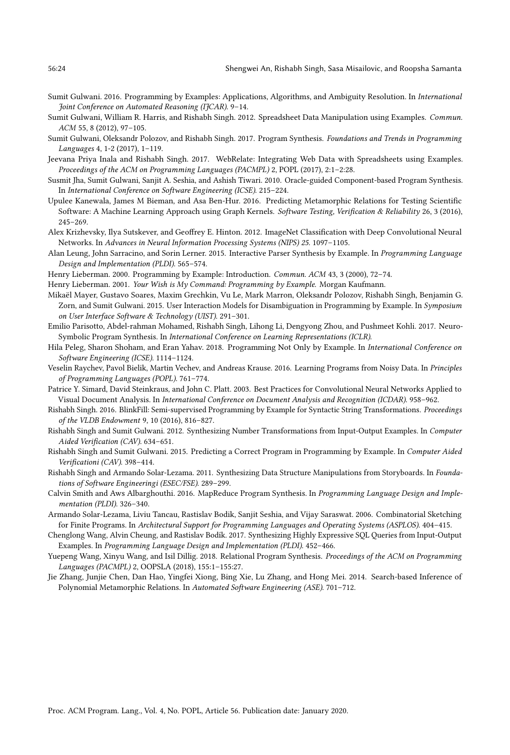Sumit Gulwani. 2016. Programming by Examples: Applications, Algorithms, and Ambiguity Resolution. In *International Joint Conference on Automated Reasoning (IJCAR)*. 9–14.

Sumit Gulwani, William R. Harris, and Rishabh Singh. 2012. Spreadsheet Data Manipulation using Examples. *Commun. ACM* 55, 8 (2012), 97–105.

Sumit Gulwani, Oleksandr Polozov, and Rishabh Singh. 2017. Program Synthesis. *Foundations and Trends in Programming Languages* 4, 1-2 (2017), 1–119.

Jeevana Priya Inala and Rishabh Singh. 2017. WebRelate: Integrating Web Data with Spreadsheets using Examples. *Proceedings of the ACM on Programming Languages (PACMPL)* 2, POPL (2017), 2:1–2:28.

Susmit Jha, Sumit Gulwani, Sanjit A. Seshia, and Ashish Tiwari. 2010. Oracle-guided Component-based Program Synthesis. In *International Conference on Software Engineering (ICSE)*. 215–224.

Upulee Kanewala, James M Bieman, and Asa Ben-Hur. 2016. Predicting Metamorphic Relations for Testing Scientific Software: A Machine Learning Approach using Graph Kernels. *Software Testing, Verification & Reliability* 26, 3 (2016), 245–269.

Alex Krizhevsky, Ilya Sutskever, and Geoffrey E. Hinton. 2012. ImageNet Classification with Deep Convolutional Neural Networks. In *Advances in Neural Information Processing Systems (NIPS) 25*. 1097–1105.

Alan Leung, John Sarracino, and Sorin Lerner. 2015. Interactive Parser Synthesis by Example. In *Programming Language Design and Implementation (PLDI)*. 565–574.

Henry Lieberman. 2000. Programming by Example: Introduction. *Commun. ACM* 43, 3 (2000), 72–74.

Henry Lieberman. 2001. *Your Wish is My Command: Programming by Example*. Morgan Kaufmann.

Mikaël Mayer, Gustavo Soares, Maxim Grechkin, Vu Le, Mark Marron, Oleksandr Polozov, Rishabh Singh, Benjamin G. Zorn, and Sumit Gulwani. 2015. User Interaction Models for Disambiguation in Programming by Example. In *Symposium on User Interface Software & Technology (UIST)*. 291–301.

Emilio Parisotto, Abdel-rahman Mohamed, Rishabh Singh, Lihong Li, Dengyong Zhou, and Pushmeet Kohli. 2017. Neuro-Symbolic Program Synthesis. In *International Conference on Learning Representations (ICLR)*.

Hila Peleg, Sharon Shoham, and Eran Yahav. 2018. Programming Not Only by Example. In *International Conference on Software Engineering (ICSE)*. 1114–1124.

Veselin Raychev, Pavol Bielik, Martin Vechev, and Andreas Krause. 2016. Learning Programs from Noisy Data. In *Principles of Programming Languages (POPL)*. 761–774.

Patrice Y. Simard, David Steinkraus, and John C. Platt. 2003. Best Practices for Convolutional Neural Networks Applied to Visual Document Analysis. In *International Conference on Document Analysis and Recognition (ICDAR)*. 958–962.

Rishabh Singh. 2016. BlinkFill: Semi-supervised Programming by Example for Syntactic String Transformations. *Proceedings of the VLDB Endowment* 9, 10 (2016), 816–827.

Rishabh Singh and Sumit Gulwani. 2012. Synthesizing Number Transformations from Input-Output Examples. In *Computer Aided Verification (CAV)*. 634–651.

Rishabh Singh and Sumit Gulwani. 2015. Predicting a Correct Program in Programming by Example. In *Computer Aided Verificationi (CAV)*. 398–414.

Rishabh Singh and Armando Solar-Lezama. 2011. Synthesizing Data Structure Manipulations from Storyboards. In *Foundations of Software Engineeringi (ESEC/FSE)*. 289–299.

Calvin Smith and Aws Albarghouthi. 2016. MapReduce Program Synthesis. In *Programming Language Design and Implementation (PLDI)*. 326–340.

Armando Solar-Lezama, Liviu Tancau, Rastislav Bodik, Sanjit Seshia, and Vijay Saraswat. 2006. Combinatorial Sketching for Finite Programs. In *Architectural Support for Programming Languages and Operating Systems (ASPLOS)*. 404–415.

Chenglong Wang, Alvin Cheung, and Rastislav Bodík. 2017. Synthesizing Highly Expressive SQL Queries from Input-Output Examples. In *Programming Language Design and Implementation (PLDI)*. 452–466.

Yuepeng Wang, Xinyu Wang, and Isil Dillig. 2018. Relational Program Synthesis. *Proceedings of the ACM on Programming Languages (PACMPL)* 2, OOPSLA (2018), 155:1–155:27.

Jie Zhang, Junjie Chen, Dan Hao, Yingfei Xiong, Bing Xie, Lu Zhang, and Hong Mei. 2014. Search-based Inference of Polynomial Metamorphic Relations. In *Automated Software Engineering (ASE)*. 701–712.